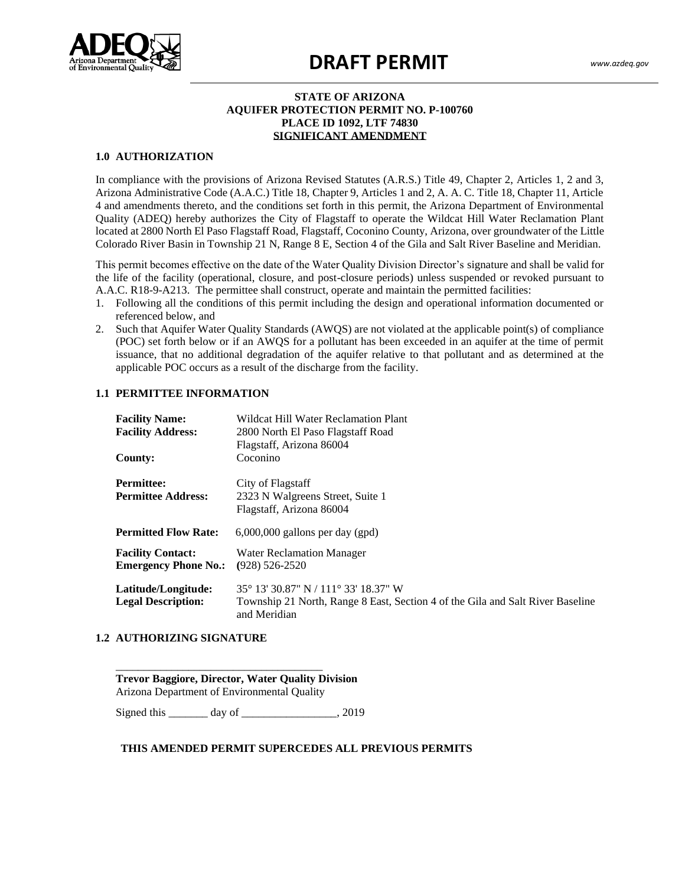# DRAFT PERMIT

**STATE OF ARIZONA**
**AQUIFER PROTECTION PERMIT NO. P-100760**
**PLACE ID 1092, LTF 74830**
**SIGNIFICANT AMENDMENT**

## 1.0 AUTHORIZATION

In compliance with the provisions of Arizona Revised Statutes (A.R.S.) Title 49, Chapter 2, Articles 1, 2 and 3, Arizona Administrative Code (A.A.C.) Title 18, Chapter 9, Articles 1 and 2, A. A. C. Title 18, Chapter 11, Article 4 and amendments thereto, and the conditions set forth in this permit, the Arizona Department of Environmental Quality (ADEQ) hereby authorizes the City of Flagstaff to operate the Wildcat Hill Water Reclamation Plant located at 2800 North El Paso Flagstaff Road, Flagstaff, Coconino County, Arizona, over groundwater of the Little Colorado River Basin in Township 21 N, Range 8 E, Section 4 of the Gila and Salt River Baseline and Meridian.

This permit becomes effective on the date of the Water Quality Division Director's signature and shall be valid for the life of the facility (operational, closure, and post-closure periods) unless suspended or revoked pursuant to A.A.C. R18-9-A213. The permittee shall construct, operate and maintain the permitted facilities:

1. Following all the conditions of this permit including the design and operational information documented or referenced below, and
2. Such that Aquifer Water Quality Standards (AWQS) are not violated at the applicable point(s) of compliance (POC) set forth below or if an AWQS for a pollutant has been exceeded in an aquifer at the time of permit issuance, that no additional degradation of the aquifer relative to that pollutant and as determined at the applicable POC occurs as a result of the discharge from the facility.

## 1.1 PERMITTEE INFORMATION

**Facility Name:** Wildcat Hill Water Reclamation Plant
**Facility Address:** 2800 North El Paso Flagstaff Road
Flagstaff, Arizona 86004
**County:** Coconino

**Permittee:** City of Flagstaff
**Permittee Address:** 2323 N Walgreens Street, Suite 1
Flagstaff, Arizona 86004

**Permitted Flow Rate:** 6,000,000 gallons per day (gpd)

**Facility Contact:** Water Reclamation Manager
**Emergency Phone No.:** (928) 526-2520

**Latitude/Longitude:** 35° 13' 30.87" N / 111° 33' 18.37" W
**Legal Description:** Township 21 North, Range 8 East, Section 4 of the Gila and Salt River Baseline and Meridian

## 1.2 AUTHORIZING SIGNATURE

_____________________________________
**Trevor Baggiore, Director, Water Quality Division**
Arizona Department of Environmental Quality

Signed this _______ day of _________________, 2019

**THIS AMENDED PERMIT SUPERCEDES ALL PREVIOUS PERMITS**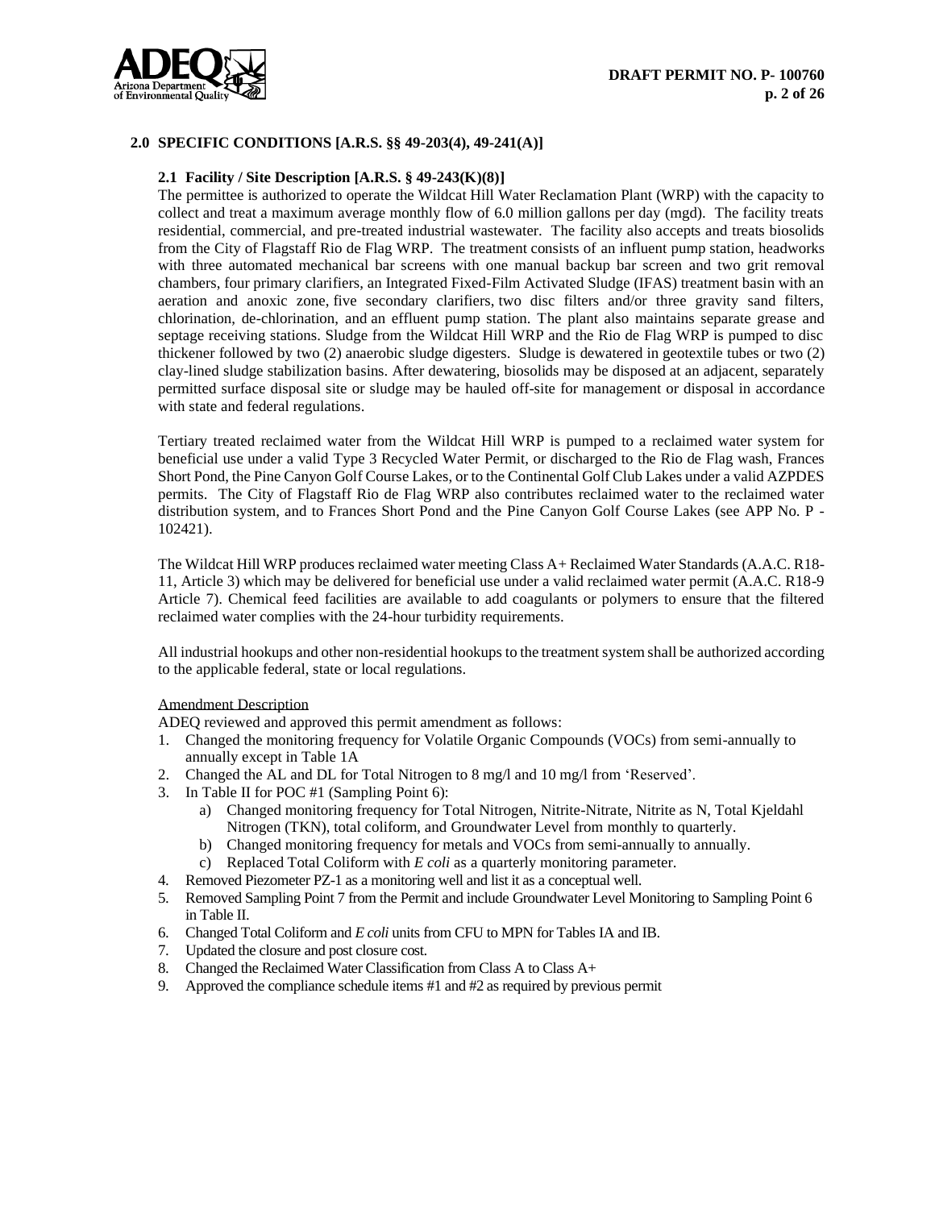## 2.0 SPECIFIC CONDITIONS [A.R.S. §§ 49-203(4), 49-241(A)]

### 2.1 Facility / Site Description [A.R.S. § 49-243(K)(8)]

The permittee is authorized to operate the Wildcat Hill Water Reclamation Plant (WRP) with the capacity to collect and treat a maximum average monthly flow of 6.0 million gallons per day (mgd). The facility treats residential, commercial, and pre-treated industrial wastewater. The facility also accepts and treats biosolids from the City of Flagstaff Rio de Flag WRP. The treatment consists of an influent pump station, headworks with three automated mechanical bar screens with one manual backup bar screen and two grit removal chambers, four primary clarifiers, an Integrated Fixed-Film Activated Sludge (IFAS) treatment basin with an aeration and anoxic zone, five secondary clarifiers, two disc filters and/or three gravity sand filters, chlorination, de-chlorination, and an effluent pump station. The plant also maintains separate grease and septage receiving stations. Sludge from the Wildcat Hill WRP and the Rio de Flag WRP is pumped to disc thickener followed by two (2) anaerobic sludge digesters. Sludge is dewatered in geotextile tubes or two (2) clay-lined sludge stabilization basins. After dewatering, biosolids may be disposed at an adjacent, separately permitted surface disposal site or sludge may be hauled off-site for management or disposal in accordance with state and federal regulations.

Tertiary treated reclaimed water from the Wildcat Hill WRP is pumped to a reclaimed water system for beneficial use under a valid Type 3 Recycled Water Permit, or discharged to the Rio de Flag wash, Frances Short Pond, the Pine Canyon Golf Course Lakes, or to the Continental Golf Club Lakes under a valid AZPDES permits. The City of Flagstaff Rio de Flag WRP also contributes reclaimed water to the reclaimed water distribution system, and to Frances Short Pond and the Pine Canyon Golf Course Lakes (see APP No. P - 102421).

The Wildcat Hill WRP produces reclaimed water meeting Class A+ Reclaimed Water Standards (A.A.C. R18-11, Article 3) which may be delivered for beneficial use under a valid reclaimed water permit (A.A.C. R18-9 Article 7). Chemical feed facilities are available to add coagulants or polymers to ensure that the filtered reclaimed water complies with the 24-hour turbidity requirements.

All industrial hookups and other non-residential hookups to the treatment system shall be authorized according to the applicable federal, state or local regulations.

Amendment Description

ADEQ reviewed and approved this permit amendment as follows:

1. Changed the monitoring frequency for Volatile Organic Compounds (VOCs) from semi-annually to annually except in Table 1A
2. Changed the AL and DL for Total Nitrogen to 8 mg/l and 10 mg/l from 'Reserved'.
3. In Table II for POC #1 (Sampling Point 6):
   a) Changed monitoring frequency for Total Nitrogen, Nitrite-Nitrate, Nitrite as N, Total Kjeldahl Nitrogen (TKN), total coliform, and Groundwater Level from monthly to quarterly.
   b) Changed monitoring frequency for metals and VOCs from semi-annually to annually.
   c) Replaced Total Coliform with *E coli* as a quarterly monitoring parameter.
4. Removed Piezometer PZ-1 as a monitoring well and list it as a conceptual well.
5. Removed Sampling Point 7 from the Permit and include Groundwater Level Monitoring to Sampling Point 6 in Table II.
6. Changed Total Coliform and *E coli* units from CFU to MPN for Tables IA and IB.
7. Updated the closure and post closure cost.
8. Changed the Reclaimed Water Classification from Class A to Class A+
9. Approved the compliance schedule items #1 and #2 as required by previous permit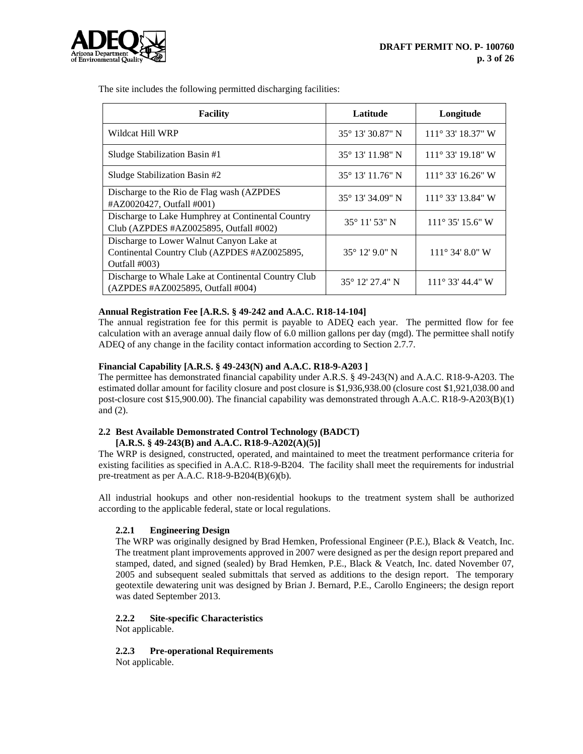The site includes the following permitted discharging facilities:

| Facility | Latitude | Longitude |
|---|---|---|
| Wildcat Hill WRP | 35° 13' 30.87" N | 111° 33' 18.37" W |
| Sludge Stabilization Basin #1 | 35° 13' 11.98" N | 111° 33' 19.18" W |
| Sludge Stabilization Basin #2 | 35° 13' 11.76" N | 111° 33' 16.26" W |
| Discharge to the Rio de Flag wash (AZPDES #AZ0020427, Outfall #001) | 35° 13' 34.09" N | 111° 33' 13.84" W |
| Discharge to Lake Humphrey at Continental Country Club (AZPDES #AZ0025895, Outfall #002) | 35° 11' 53" N | 111° 35' 15.6" W |
| Discharge to Lower Walnut Canyon Lake at Continental Country Club (AZPDES #AZ0025895, Outfall #003) | 35° 12' 9.0" N | 111° 34' 8.0" W |
| Discharge to Whale Lake at Continental Country Club (AZPDES #AZ0025895, Outfall #004) | 35° 12' 27.4" N | 111° 33' 44.4" W |

**Annual Registration Fee [A.R.S. § 49-242 and A.A.C. R18-14-104]**

The annual registration fee for this permit is payable to ADEQ each year. The permitted flow for fee calculation with an average annual daily flow of 6.0 million gallons per day (mgd). The permittee shall notify ADEQ of any change in the facility contact information according to Section 2.7.7.

**Financial Capability [A.R.S. § 49-243(N) and A.A.C. R18-9-A203 ]**

The permittee has demonstrated financial capability under A.R.S. § 49-243(N) and A.A.C. R18-9-A203. The estimated dollar amount for facility closure and post closure is $1,936,938.00 (closure cost $1,921,038.00 and post-closure cost $15,900.00). The financial capability was demonstrated through A.A.C. R18-9-A203(B)(1) and (2).

## 2.2 Best Available Demonstrated Control Technology (BADCT) [A.R.S. § 49-243(B) and A.A.C. R18-9-A202(A)(5)]

The WRP is designed, constructed, operated, and maintained to meet the treatment performance criteria for existing facilities as specified in A.A.C. R18-9-B204. The facility shall meet the requirements for industrial pre-treatment as per A.A.C. R18-9-B204(B)(6)(b).

All industrial hookups and other non-residential hookups to the treatment system shall be authorized according to the applicable federal, state or local regulations.

### 2.2.1 Engineering Design

The WRP was originally designed by Brad Hemken, Professional Engineer (P.E.), Black & Veatch, Inc. The treatment plant improvements approved in 2007 were designed as per the design report prepared and stamped, dated, and signed (sealed) by Brad Hemken, P.E., Black & Veatch, Inc. dated November 07, 2005 and subsequent sealed submittals that served as additions to the design report. The temporary geotextile dewatering unit was designed by Brian J. Bernard, P.E., Carollo Engineers; the design report was dated September 2013.

### 2.2.2 Site-specific Characteristics

Not applicable.

### 2.2.3 Pre-operational Requirements

Not applicable.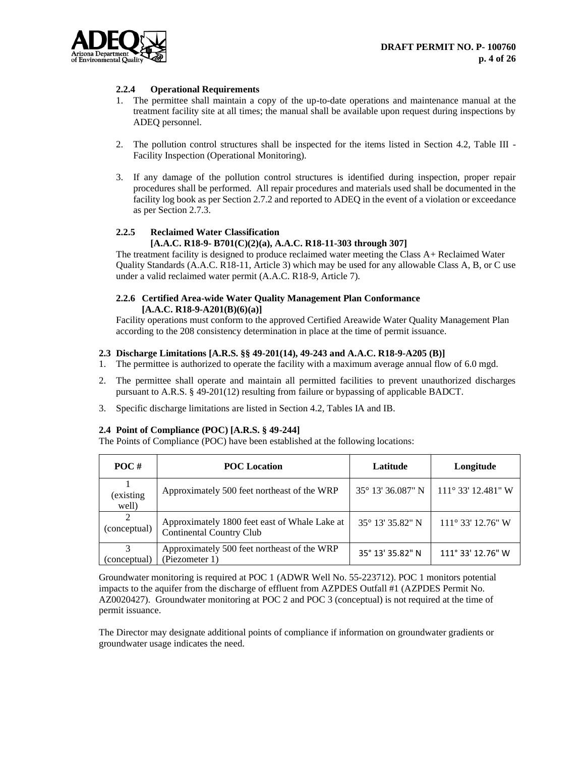#### 2.2.4 Operational Requirements

1. The permittee shall maintain a copy of the up-to-date operations and maintenance manual at the treatment facility site at all times; the manual shall be available upon request during inspections by ADEQ personnel.

2. The pollution control structures shall be inspected for the items listed in Section 4.2, Table III - Facility Inspection (Operational Monitoring).

3. If any damage of the pollution control structures is identified during inspection, proper repair procedures shall be performed. All repair procedures and materials used shall be documented in the facility log book as per Section 2.7.2 and reported to ADEQ in the event of a violation or exceedance as per Section 2.7.3.

#### 2.2.5 Reclaimed Water Classification [A.A.C. R18-9- B701(C)(2)(a), A.A.C. R18-11-303 through 307]

The treatment facility is designed to produce reclaimed water meeting the Class A+ Reclaimed Water Quality Standards (A.A.C. R18-11, Article 3) which may be used for any allowable Class A, B, or C use under a valid reclaimed water permit (A.A.C. R18-9, Article 7).

#### 2.2.6 Certified Area-wide Water Quality Management Plan Conformance [A.A.C. R18-9-A201(B)(6)(a)]

Facility operations must conform to the approved Certified Areawide Water Quality Management Plan according to the 208 consistency determination in place at the time of permit issuance.

### 2.3 Discharge Limitations [A.R.S. §§ 49-201(14), 49-243 and A.A.C. R18-9-A205 (B)]

1. The permittee is authorized to operate the facility with a maximum average annual flow of 6.0 mgd.
2. The permittee shall operate and maintain all permitted facilities to prevent unauthorized discharges pursuant to A.R.S. § 49-201(12) resulting from failure or bypassing of applicable BADCT.
3. Specific discharge limitations are listed in Section 4.2, Tables IA and IB.

### 2.4 Point of Compliance (POC) [A.R.S. § 49-244]

The Points of Compliance (POC) have been established at the following locations:

| POC # | POC Location | Latitude | Longitude |
|---|---|---|---|
| 1 (existing well) | Approximately 500 feet northeast of the WRP | 35° 13' 36.087" N | 111° 33' 12.481" W |
| 2 (conceptual) | Approximately 1800 feet east of Whale Lake at Continental Country Club | 35° 13' 35.82" N | 111° 33' 12.76" W |
| 3 (conceptual) | Approximately 500 feet northeast of the WRP (Piezometer 1) | 35° 13' 35.82" N | 111° 33' 12.76" W |

Groundwater monitoring is required at POC 1 (ADWR Well No. 55-223712). POC 1 monitors potential impacts to the aquifer from the discharge of effluent from AZPDES Outfall #1 (AZPDES Permit No. AZ0020427). Groundwater monitoring at POC 2 and POC 3 (conceptual) is not required at the time of permit issuance.

The Director may designate additional points of compliance if information on groundwater gradients or groundwater usage indicates the need.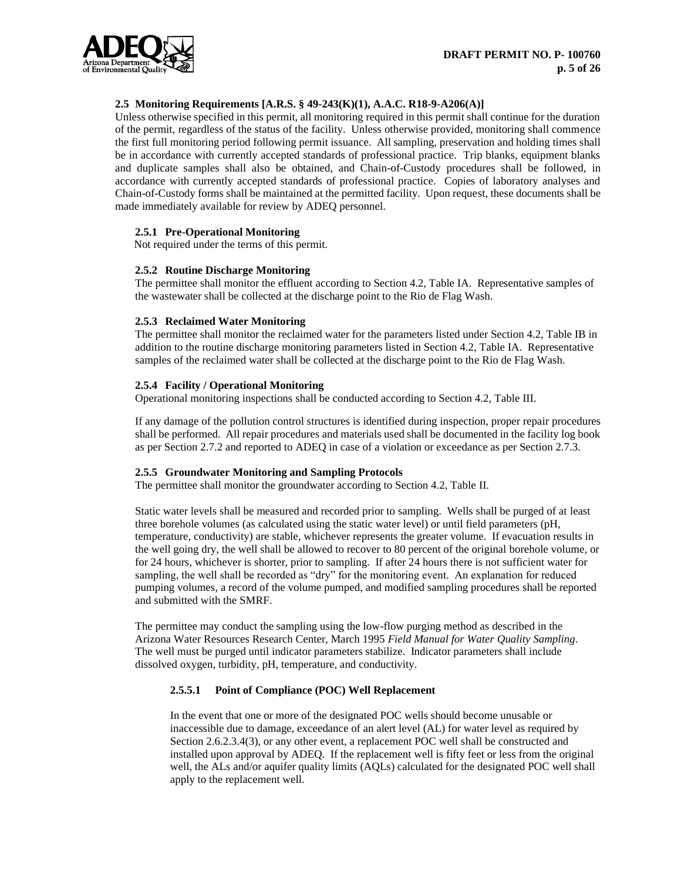### 2.5 Monitoring Requirements [A.R.S. § 49-243(K)(1), A.A.C. R18-9-A206(A)]

Unless otherwise specified in this permit, all monitoring required in this permit shall continue for the duration of the permit, regardless of the status of the facility. Unless otherwise provided, monitoring shall commence the first full monitoring period following permit issuance. All sampling, preservation and holding times shall be in accordance with currently accepted standards of professional practice. Trip blanks, equipment blanks and duplicate samples shall also be obtained, and Chain-of-Custody procedures shall be followed, in accordance with currently accepted standards of professional practice. Copies of laboratory analyses and Chain-of-Custody forms shall be maintained at the permitted facility. Upon request, these documents shall be made immediately available for review by ADEQ personnel.

#### 2.5.1 Pre-Operational Monitoring

Not required under the terms of this permit.

#### 2.5.2 Routine Discharge Monitoring

The permittee shall monitor the effluent according to Section 4.2, Table IA. Representative samples of the wastewater shall be collected at the discharge point to the Rio de Flag Wash.

#### 2.5.3 Reclaimed Water Monitoring

The permittee shall monitor the reclaimed water for the parameters listed under Section 4.2, Table IB in addition to the routine discharge monitoring parameters listed in Section 4.2, Table IA. Representative samples of the reclaimed water shall be collected at the discharge point to the Rio de Flag Wash.

#### 2.5.4 Facility / Operational Monitoring

Operational monitoring inspections shall be conducted according to Section 4.2, Table III.

If any damage of the pollution control structures is identified during inspection, proper repair procedures shall be performed. All repair procedures and materials used shall be documented in the facility log book as per Section 2.7.2 and reported to ADEQ in case of a violation or exceedance as per Section 2.7.3.

#### 2.5.5 Groundwater Monitoring and Sampling Protocols

The permittee shall monitor the groundwater according to Section 4.2, Table II.

Static water levels shall be measured and recorded prior to sampling. Wells shall be purged of at least three borehole volumes (as calculated using the static water level) or until field parameters (pH, temperature, conductivity) are stable, whichever represents the greater volume. If evacuation results in the well going dry, the well shall be allowed to recover to 80 percent of the original borehole volume, or for 24 hours, whichever is shorter, prior to sampling. If after 24 hours there is not sufficient water for sampling, the well shall be recorded as "dry" for the monitoring event. An explanation for reduced pumping volumes, a record of the volume pumped, and modified sampling procedures shall be reported and submitted with the SMRF.

The permittee may conduct the sampling using the low-flow purging method as described in the Arizona Water Resources Research Center, March 1995 *Field Manual for Water Quality Sampling*. The well must be purged until indicator parameters stabilize. Indicator parameters shall include dissolved oxygen, turbidity, pH, temperature, and conductivity.

##### 2.5.5.1 Point of Compliance (POC) Well Replacement

In the event that one or more of the designated POC wells should become unusable or inaccessible due to damage, exceedance of an alert level (AL) for water level as required by Section 2.6.2.3.4(3), or any other event, a replacement POC well shall be constructed and installed upon approval by ADEQ. If the replacement well is fifty feet or less from the original well, the ALs and/or aquifer quality limits (AQLs) calculated for the designated POC well shall apply to the replacement well.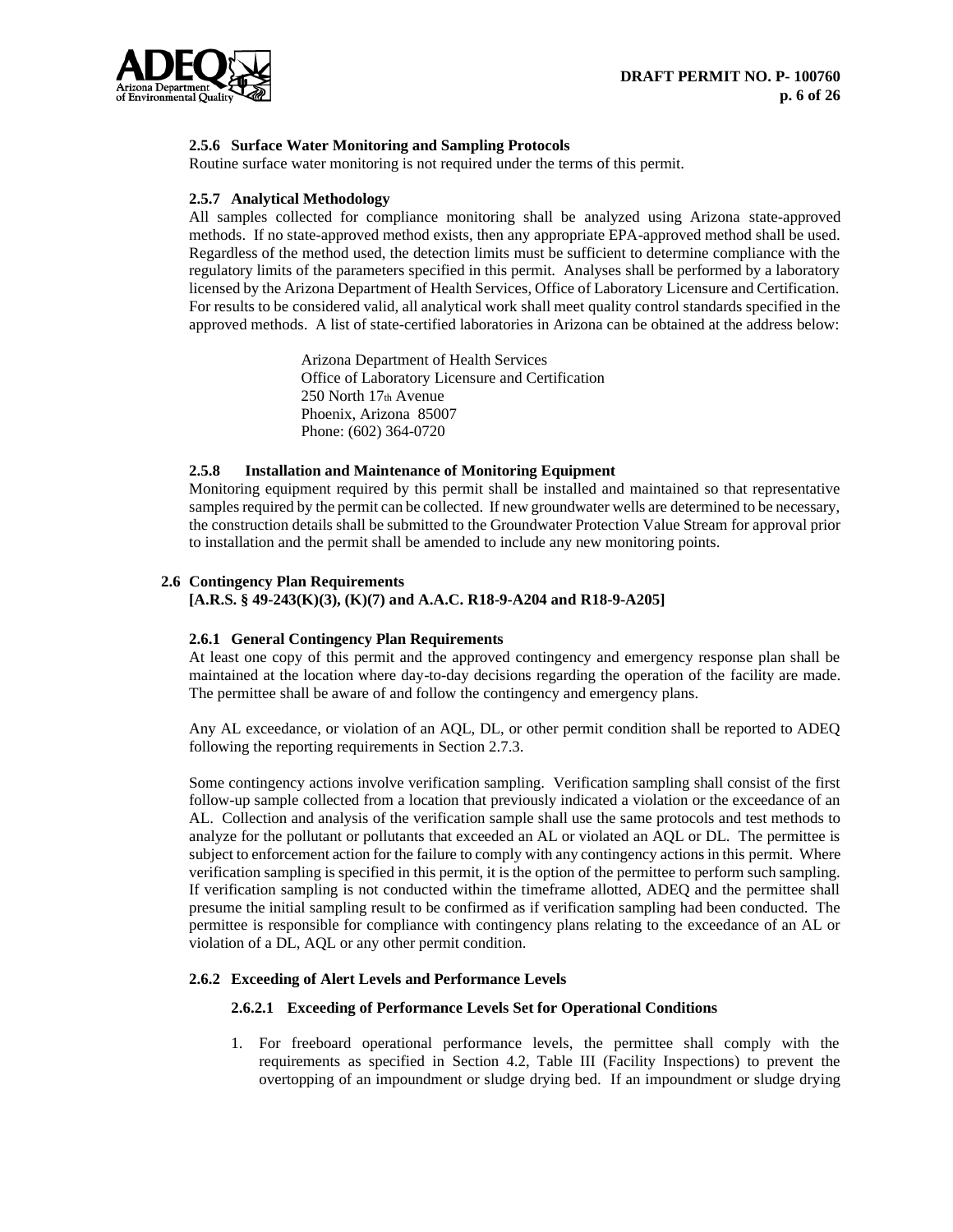#### 2.5.6 Surface Water Monitoring and Sampling Protocols

Routine surface water monitoring is not required under the terms of this permit.

#### 2.5.7 Analytical Methodology

All samples collected for compliance monitoring shall be analyzed using Arizona state-approved methods. If no state-approved method exists, then any appropriate EPA-approved method shall be used. Regardless of the method used, the detection limits must be sufficient to determine compliance with the regulatory limits of the parameters specified in this permit. Analyses shall be performed by a laboratory licensed by the Arizona Department of Health Services, Office of Laboratory Licensure and Certification. For results to be considered valid, all analytical work shall meet quality control standards specified in the approved methods. A list of state-certified laboratories in Arizona can be obtained at the address below:

> Arizona Department of Health Services
> Office of Laboratory Licensure and Certification
> 250 North 17th Avenue
> Phoenix, Arizona 85007
> Phone: (602) 364-0720

#### 2.5.8 Installation and Maintenance of Monitoring Equipment

Monitoring equipment required by this permit shall be installed and maintained so that representative samples required by the permit can be collected. If new groundwater wells are determined to be necessary, the construction details shall be submitted to the Groundwater Protection Value Stream for approval prior to installation and the permit shall be amended to include any new monitoring points.

### 2.6 Contingency Plan Requirements
### [A.R.S. § 49-243(K)(3), (K)(7) and A.A.C. R18-9-A204 and R18-9-A205]

#### 2.6.1 General Contingency Plan Requirements

At least one copy of this permit and the approved contingency and emergency response plan shall be maintained at the location where day-to-day decisions regarding the operation of the facility are made. The permittee shall be aware of and follow the contingency and emergency plans.

Any AL exceedance, or violation of an AQL, DL, or other permit condition shall be reported to ADEQ following the reporting requirements in Section 2.7.3.

Some contingency actions involve verification sampling. Verification sampling shall consist of the first follow-up sample collected from a location that previously indicated a violation or the exceedance of an AL. Collection and analysis of the verification sample shall use the same protocols and test methods to analyze for the pollutant or pollutants that exceeded an AL or violated an AQL or DL. The permittee is subject to enforcement action for the failure to comply with any contingency actions in this permit. Where verification sampling is specified in this permit, it is the option of the permittee to perform such sampling. If verification sampling is not conducted within the timeframe allotted, ADEQ and the permittee shall presume the initial sampling result to be confirmed as if verification sampling had been conducted. The permittee is responsible for compliance with contingency plans relating to the exceedance of an AL or violation of a DL, AQL or any other permit condition.

#### 2.6.2 Exceeding of Alert Levels and Performance Levels

##### 2.6.2.1 Exceeding of Performance Levels Set for Operational Conditions

1. For freeboard operational performance levels, the permittee shall comply with the requirements as specified in Section 4.2, Table III (Facility Inspections) to prevent the overtopping of an impoundment or sludge drying bed. If an impoundment or sludge drying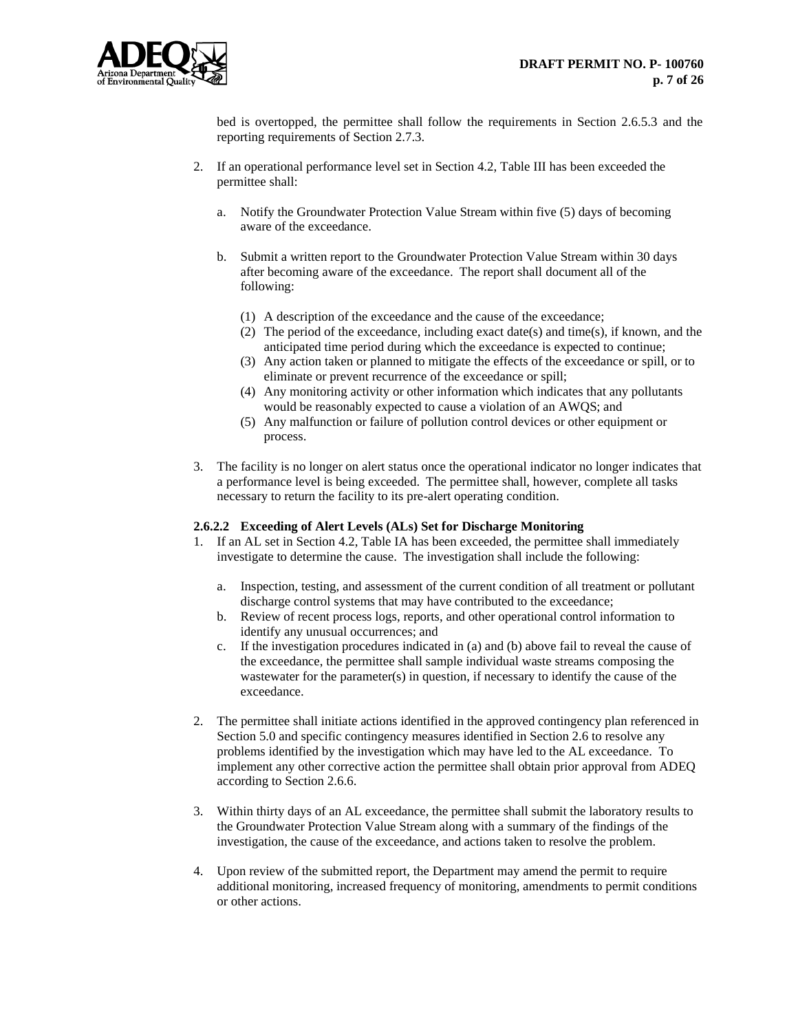bed is overtopped, the permittee shall follow the requirements in Section 2.6.5.3 and the reporting requirements of Section 2.7.3.

2. If an operational performance level set in Section 4.2, Table III has been exceeded the permittee shall:

   a. Notify the Groundwater Protection Value Stream within five (5) days of becoming aware of the exceedance.

   b. Submit a written report to the Groundwater Protection Value Stream within 30 days after becoming aware of the exceedance. The report shall document all of the following:

      (1) A description of the exceedance and the cause of the exceedance;
      (2) The period of the exceedance, including exact date(s) and time(s), if known, and the anticipated time period during which the exceedance is expected to continue;
      (3) Any action taken or planned to mitigate the effects of the exceedance or spill, or to eliminate or prevent recurrence of the exceedance or spill;
      (4) Any monitoring activity or other information which indicates that any pollutants would be reasonably expected to cause a violation of an AWQS; and
      (5) Any malfunction or failure of pollution control devices or other equipment or process.

3. The facility is no longer on alert status once the operational indicator no longer indicates that a performance level is being exceeded. The permittee shall, however, complete all tasks necessary to return the facility to its pre-alert operating condition.

#### 2.6.2.2 Exceeding of Alert Levels (ALs) Set for Discharge Monitoring

1. If an AL set in Section 4.2, Table IA has been exceeded, the permittee shall immediately investigate to determine the cause. The investigation shall include the following:

   a. Inspection, testing, and assessment of the current condition of all treatment or pollutant discharge control systems that may have contributed to the exceedance;
   b. Review of recent process logs, reports, and other operational control information to identify any unusual occurrences; and
   c. If the investigation procedures indicated in (a) and (b) above fail to reveal the cause of the exceedance, the permittee shall sample individual waste streams composing the wastewater for the parameter(s) in question, if necessary to identify the cause of the exceedance.

2. The permittee shall initiate actions identified in the approved contingency plan referenced in Section 5.0 and specific contingency measures identified in Section 2.6 to resolve any problems identified by the investigation which may have led to the AL exceedance. To implement any other corrective action the permittee shall obtain prior approval from ADEQ according to Section 2.6.6.

3. Within thirty days of an AL exceedance, the permittee shall submit the laboratory results to the Groundwater Protection Value Stream along with a summary of the findings of the investigation, the cause of the exceedance, and actions taken to resolve the problem.

4. Upon review of the submitted report, the Department may amend the permit to require additional monitoring, increased frequency of monitoring, amendments to permit conditions or other actions.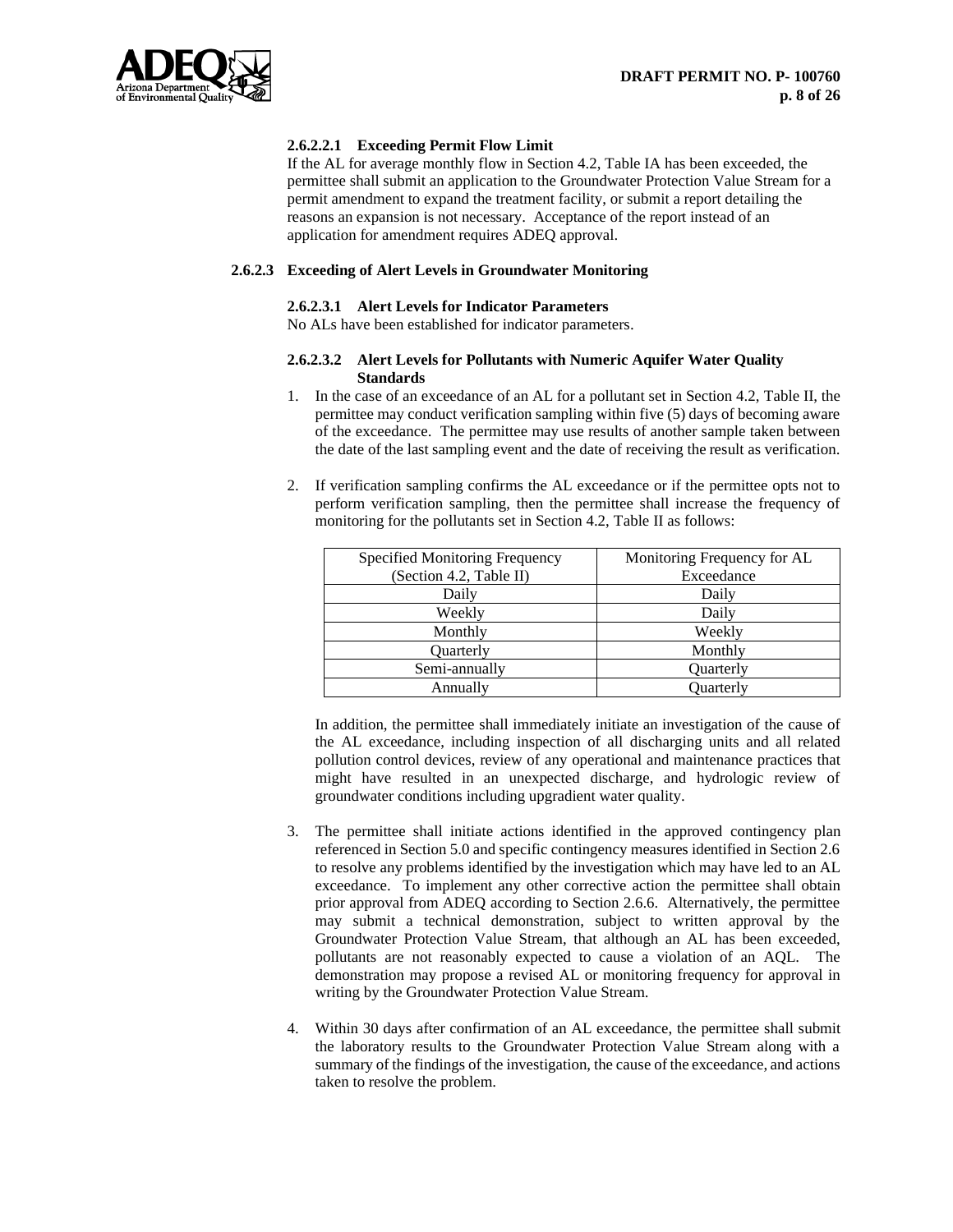#### 2.6.2.2.1 Exceeding Permit Flow Limit

If the AL for average monthly flow in Section 4.2, Table IA has been exceeded, the permittee shall submit an application to the Groundwater Protection Value Stream for a permit amendment to expand the treatment facility, or submit a report detailing the reasons an expansion is not necessary. Acceptance of the report instead of an application for amendment requires ADEQ approval.

### 2.6.2.3 Exceeding of Alert Levels in Groundwater Monitoring

#### 2.6.2.3.1 Alert Levels for Indicator Parameters

No ALs have been established for indicator parameters.

#### 2.6.2.3.2 Alert Levels for Pollutants with Numeric Aquifer Water Quality Standards

1. In the case of an exceedance of an AL for a pollutant set in Section 4.2, Table II, the permittee may conduct verification sampling within five (5) days of becoming aware of the exceedance. The permittee may use results of another sample taken between the date of the last sampling event and the date of receiving the result as verification.

2. If verification sampling confirms the AL exceedance or if the permittee opts not to perform verification sampling, then the permittee shall increase the frequency of monitoring for the pollutants set in Section 4.2, Table II as follows:

| Specified Monitoring Frequency (Section 4.2, Table II) | Monitoring Frequency for AL Exceedance |
|---|---|
| Daily | Daily |
| Weekly | Daily |
| Monthly | Weekly |
| Quarterly | Monthly |
| Semi-annually | Quarterly |
| Annually | Quarterly |

   In addition, the permittee shall immediately initiate an investigation of the cause of the AL exceedance, including inspection of all discharging units and all related pollution control devices, review of any operational and maintenance practices that might have resulted in an unexpected discharge, and hydrologic review of groundwater conditions including upgradient water quality.

3. The permittee shall initiate actions identified in the approved contingency plan referenced in Section 5.0 and specific contingency measures identified in Section 2.6 to resolve any problems identified by the investigation which may have led to an AL exceedance. To implement any other corrective action the permittee shall obtain prior approval from ADEQ according to Section 2.6.6. Alternatively, the permittee may submit a technical demonstration, subject to written approval by the Groundwater Protection Value Stream, that although an AL has been exceeded, pollutants are not reasonably expected to cause a violation of an AQL. The demonstration may propose a revised AL or monitoring frequency for approval in writing by the Groundwater Protection Value Stream.

4. Within 30 days after confirmation of an AL exceedance, the permittee shall submit the laboratory results to the Groundwater Protection Value Stream along with a summary of the findings of the investigation, the cause of the exceedance, and actions taken to resolve the problem.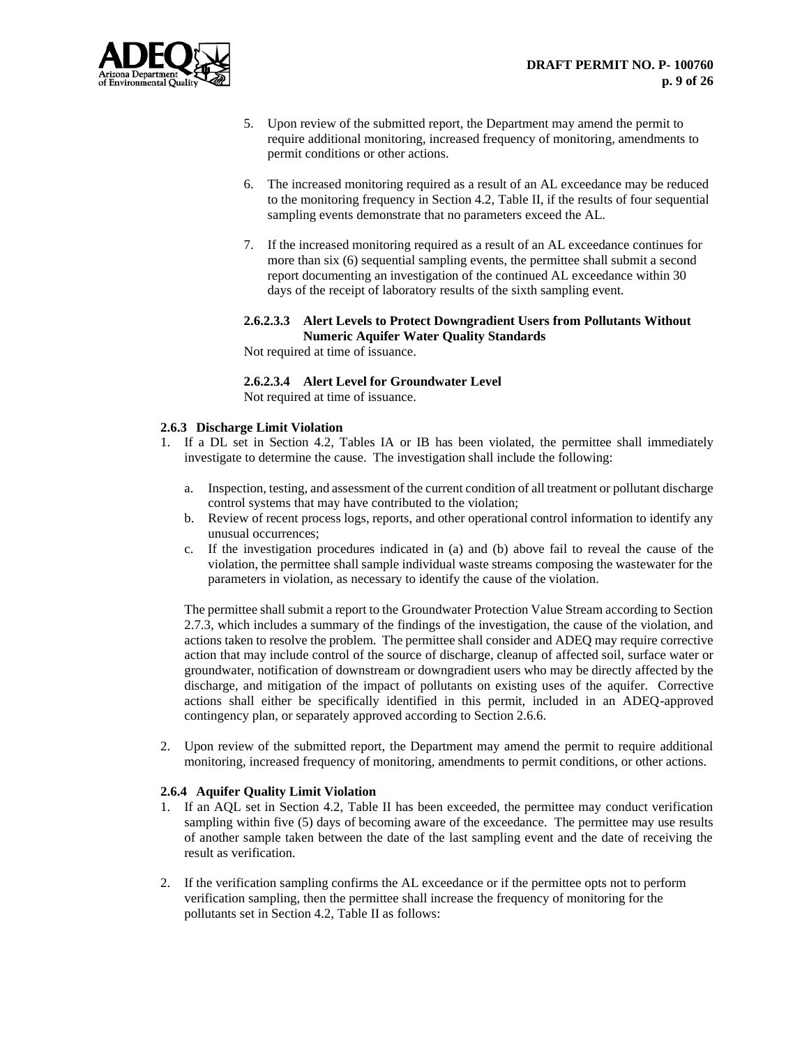5. Upon review of the submitted report, the Department may amend the permit to require additional monitoring, increased frequency of monitoring, amendments to permit conditions or other actions.

6. The increased monitoring required as a result of an AL exceedance may be reduced to the monitoring frequency in Section 4.2, Table II, if the results of four sequential sampling events demonstrate that no parameters exceed the AL.

7. If the increased monitoring required as a result of an AL exceedance continues for more than six (6) sequential sampling events, the permittee shall submit a second report documenting an investigation of the continued AL exceedance within 30 days of the receipt of laboratory results of the sixth sampling event.

#### 2.6.2.3.3 Alert Levels to Protect Downgradient Users from Pollutants Without Numeric Aquifer Water Quality Standards

Not required at time of issuance.

#### 2.6.2.3.4 Alert Level for Groundwater Level

Not required at time of issuance.

### 2.6.3 Discharge Limit Violation

1. If a DL set in Section 4.2, Tables IA or IB has been violated, the permittee shall immediately investigate to determine the cause. The investigation shall include the following:

   a. Inspection, testing, and assessment of the current condition of all treatment or pollutant discharge control systems that may have contributed to the violation;
   b. Review of recent process logs, reports, and other operational control information to identify any unusual occurrences;
   c. If the investigation procedures indicated in (a) and (b) above fail to reveal the cause of the violation, the permittee shall sample individual waste streams composing the wastewater for the parameters in violation, as necessary to identify the cause of the violation.

   The permittee shall submit a report to the Groundwater Protection Value Stream according to Section 2.7.3, which includes a summary of the findings of the investigation, the cause of the violation, and actions taken to resolve the problem. The permittee shall consider and ADEQ may require corrective action that may include control of the source of discharge, cleanup of affected soil, surface water or groundwater, notification of downstream or downgradient users who may be directly affected by the discharge, and mitigation of the impact of pollutants on existing uses of the aquifer. Corrective actions shall either be specifically identified in this permit, included in an ADEQ-approved contingency plan, or separately approved according to Section 2.6.6.

2. Upon review of the submitted report, the Department may amend the permit to require additional monitoring, increased frequency of monitoring, amendments to permit conditions, or other actions.

### 2.6.4 Aquifer Quality Limit Violation

1. If an AQL set in Section 4.2, Table II has been exceeded, the permittee may conduct verification sampling within five (5) days of becoming aware of the exceedance. The permittee may use results of another sample taken between the date of the last sampling event and the date of receiving the result as verification.

2. If the verification sampling confirms the AL exceedance or if the permittee opts not to perform verification sampling, then the permittee shall increase the frequency of monitoring for the pollutants set in Section 4.2, Table II as follows: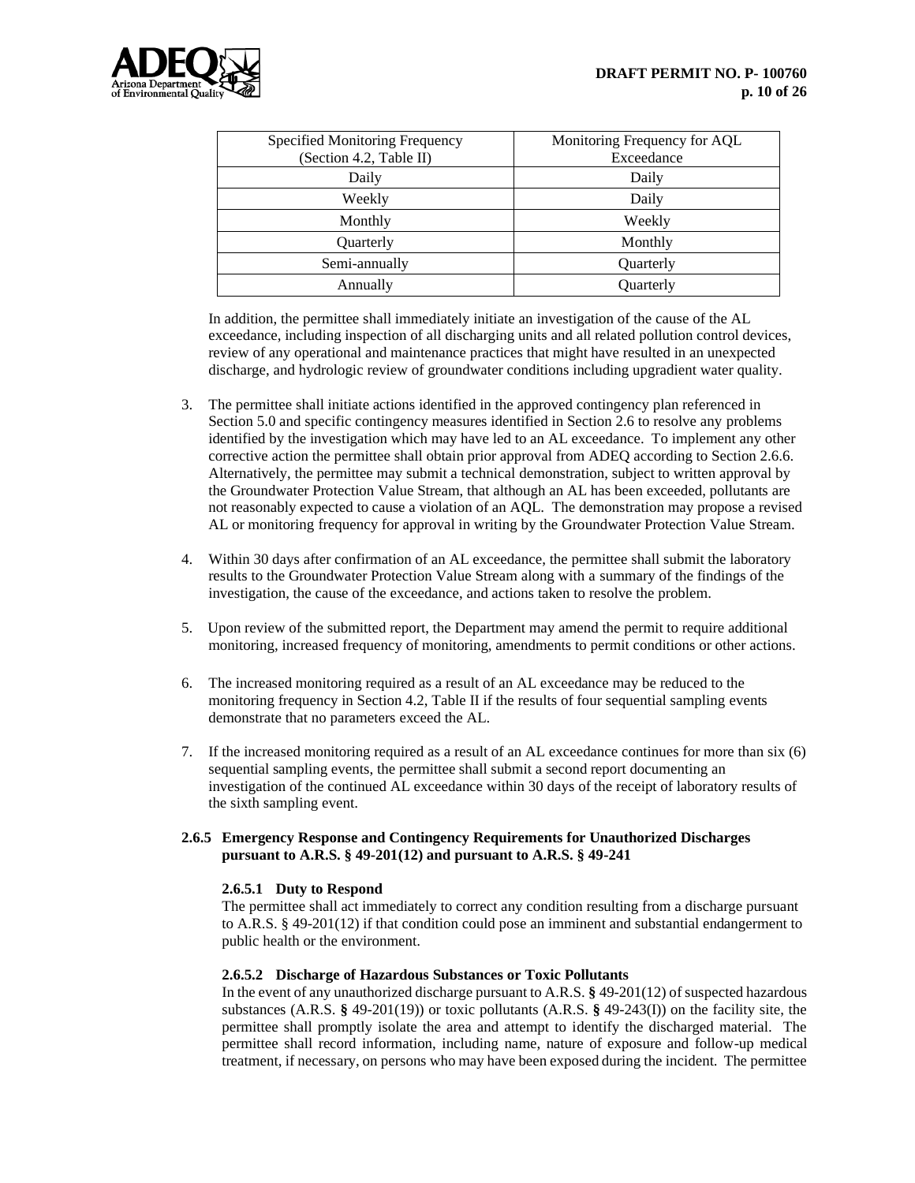| Specified Monitoring Frequency (Section 4.2, Table II) | Monitoring Frequency for AQL Exceedance |
|---|---|
| Daily | Daily |
| Weekly | Daily |
| Monthly | Weekly |
| Quarterly | Monthly |
| Semi-annually | Quarterly |
| Annually | Quarterly |

In addition, the permittee shall immediately initiate an investigation of the cause of the AL exceedance, including inspection of all discharging units and all related pollution control devices, review of any operational and maintenance practices that might have resulted in an unexpected discharge, and hydrologic review of groundwater conditions including upgradient water quality.

3. The permittee shall initiate actions identified in the approved contingency plan referenced in Section 5.0 and specific contingency measures identified in Section 2.6 to resolve any problems identified by the investigation which may have led to an AL exceedance. To implement any other corrective action the permittee shall obtain prior approval from ADEQ according to Section 2.6.6. Alternatively, the permittee may submit a technical demonstration, subject to written approval by the Groundwater Protection Value Stream, that although an AL has been exceeded, pollutants are not reasonably expected to cause a violation of an AQL. The demonstration may propose a revised AL or monitoring frequency for approval in writing by the Groundwater Protection Value Stream.

4. Within 30 days after confirmation of an AL exceedance, the permittee shall submit the laboratory results to the Groundwater Protection Value Stream along with a summary of the findings of the investigation, the cause of the exceedance, and actions taken to resolve the problem.

5. Upon review of the submitted report, the Department may amend the permit to require additional monitoring, increased frequency of monitoring, amendments to permit conditions or other actions.

6. The increased monitoring required as a result of an AL exceedance may be reduced to the monitoring frequency in Section 4.2, Table II if the results of four sequential sampling events demonstrate that no parameters exceed the AL.

7. If the increased monitoring required as a result of an AL exceedance continues for more than six (6) sequential sampling events, the permittee shall submit a second report documenting an investigation of the continued AL exceedance within 30 days of the receipt of laboratory results of the sixth sampling event.

#### 2.6.5 Emergency Response and Contingency Requirements for Unauthorized Discharges pursuant to A.R.S. § 49-201(12) and pursuant to A.R.S. § 49-241

##### 2.6.5.1 Duty to Respond

The permittee shall act immediately to correct any condition resulting from a discharge pursuant to A.R.S. § 49-201(12) if that condition could pose an imminent and substantial endangerment to public health or the environment.

##### 2.6.5.2 Discharge of Hazardous Substances or Toxic Pollutants

In the event of any unauthorized discharge pursuant to A.R.S. **§** 49-201(12) of suspected hazardous substances (A.R.S. **§** 49-201(19)) or toxic pollutants (A.R.S. **§** 49-243(I)) on the facility site, the permittee shall promptly isolate the area and attempt to identify the discharged material. The permittee shall record information, including name, nature of exposure and follow-up medical treatment, if necessary, on persons who may have been exposed during the incident. The permittee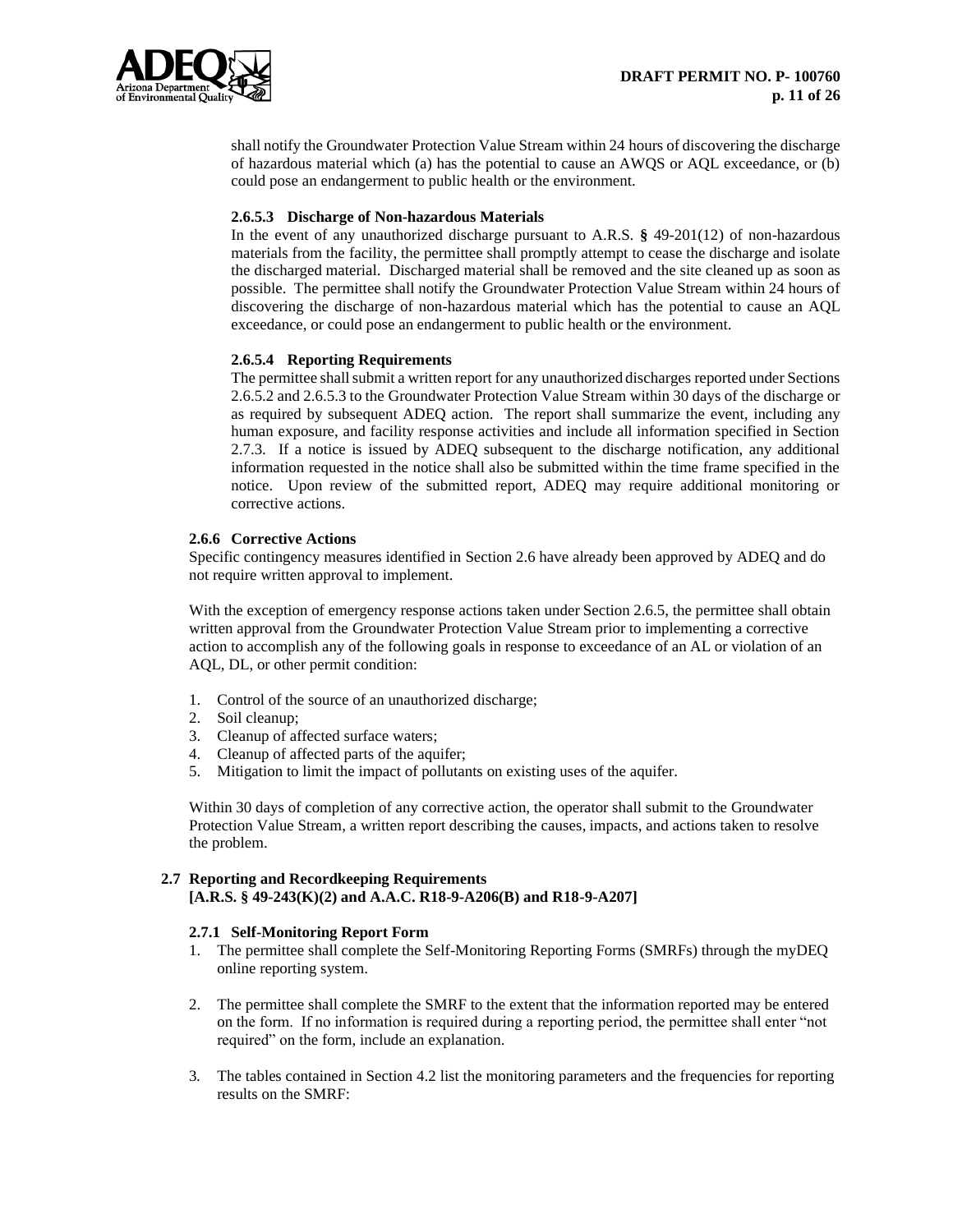shall notify the Groundwater Protection Value Stream within 24 hours of discovering the discharge of hazardous material which (a) has the potential to cause an AWQS or AQL exceedance, or (b) could pose an endangerment to public health or the environment.

**2.6.5.3 Discharge of Non-hazardous Materials**

In the event of any unauthorized discharge pursuant to A.R.S. **§** 49-201(12) of non-hazardous materials from the facility, the permittee shall promptly attempt to cease the discharge and isolate the discharged material. Discharged material shall be removed and the site cleaned up as soon as possible. The permittee shall notify the Groundwater Protection Value Stream within 24 hours of discovering the discharge of non-hazardous material which has the potential to cause an AQL exceedance, or could pose an endangerment to public health or the environment.

**2.6.5.4 Reporting Requirements**

The permittee shall submit a written report for any unauthorized discharges reported under Sections 2.6.5.2 and 2.6.5.3 to the Groundwater Protection Value Stream within 30 days of the discharge or as required by subsequent ADEQ action. The report shall summarize the event, including any human exposure, and facility response activities and include all information specified in Section 2.7.3. If a notice is issued by ADEQ subsequent to the discharge notification, any additional information requested in the notice shall also be submitted within the time frame specified in the notice. Upon review of the submitted report, ADEQ may require additional monitoring or corrective actions.

**2.6.6 Corrective Actions**

Specific contingency measures identified in Section 2.6 have already been approved by ADEQ and do not require written approval to implement.

With the exception of emergency response actions taken under Section 2.6.5, the permittee shall obtain written approval from the Groundwater Protection Value Stream prior to implementing a corrective action to accomplish any of the following goals in response to exceedance of an AL or violation of an AQL, DL, or other permit condition:

1. Control of the source of an unauthorized discharge;
2. Soil cleanup;
3. Cleanup of affected surface waters;
4. Cleanup of affected parts of the aquifer;
5. Mitigation to limit the impact of pollutants on existing uses of the aquifer.

Within 30 days of completion of any corrective action, the operator shall submit to the Groundwater Protection Value Stream, a written report describing the causes, impacts, and actions taken to resolve the problem.

**2.7 Reporting and Recordkeeping Requirements**
**[A.R.S. § 49-243(K)(2) and A.A.C. R18-9-A206(B) and R18-9-A207]**

**2.7.1 Self-Monitoring Report Form**

1. The permittee shall complete the Self-Monitoring Reporting Forms (SMRFs) through the myDEQ online reporting system.

2. The permittee shall complete the SMRF to the extent that the information reported may be entered on the form. If no information is required during a reporting period, the permittee shall enter "not required" on the form, include an explanation.

3. The tables contained in Section 4.2 list the monitoring parameters and the frequencies for reporting results on the SMRF: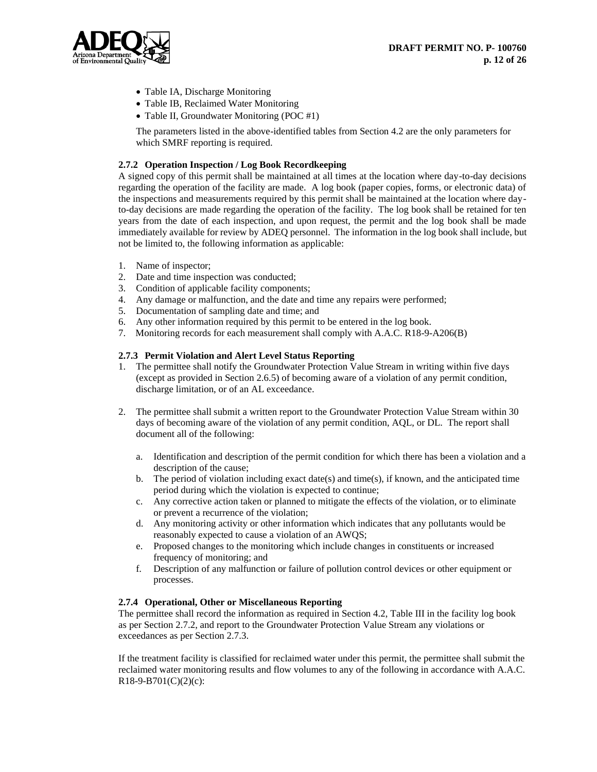- Table IA, Discharge Monitoring
- Table IB, Reclaimed Water Monitoring
- Table II, Groundwater Monitoring (POC #1)

The parameters listed in the above-identified tables from Section 4.2 are the only parameters for which SMRF reporting is required.

### 2.7.2 Operation Inspection / Log Book Recordkeeping

A signed copy of this permit shall be maintained at all times at the location where day-to-day decisions regarding the operation of the facility are made. A log book (paper copies, forms, or electronic data) of the inspections and measurements required by this permit shall be maintained at the location where day-to-day decisions are made regarding the operation of the facility. The log book shall be retained for ten years from the date of each inspection, and upon request, the permit and the log book shall be made immediately available for review by ADEQ personnel. The information in the log book shall include, but not be limited to, the following information as applicable:

1. Name of inspector;
2. Date and time inspection was conducted;
3. Condition of applicable facility components;
4. Any damage or malfunction, and the date and time any repairs were performed;
5. Documentation of sampling date and time; and
6. Any other information required by this permit to be entered in the log book.
7. Monitoring records for each measurement shall comply with A.A.C. R18-9-A206(B)

### 2.7.3 Permit Violation and Alert Level Status Reporting

1. The permittee shall notify the Groundwater Protection Value Stream in writing within five days (except as provided in Section 2.6.5) of becoming aware of a violation of any permit condition, discharge limitation, or of an AL exceedance.

2. The permittee shall submit a written report to the Groundwater Protection Value Stream within 30 days of becoming aware of the violation of any permit condition, AQL, or DL. The report shall document all of the following:

   a. Identification and description of the permit condition for which there has been a violation and a description of the cause;
   b. The period of violation including exact date(s) and time(s), if known, and the anticipated time period during which the violation is expected to continue;
   c. Any corrective action taken or planned to mitigate the effects of the violation, or to eliminate or prevent a recurrence of the violation;
   d. Any monitoring activity or other information which indicates that any pollutants would be reasonably expected to cause a violation of an AWQS;
   e. Proposed changes to the monitoring which include changes in constituents or increased frequency of monitoring; and
   f. Description of any malfunction or failure of pollution control devices or other equipment or processes.

### 2.7.4 Operational, Other or Miscellaneous Reporting

The permittee shall record the information as required in Section 4.2, Table III in the facility log book as per Section 2.7.2, and report to the Groundwater Protection Value Stream any violations or exceedances as per Section 2.7.3.

If the treatment facility is classified for reclaimed water under this permit, the permittee shall submit the reclaimed water monitoring results and flow volumes to any of the following in accordance with A.A.C. R18-9-B701(C)(2)(c):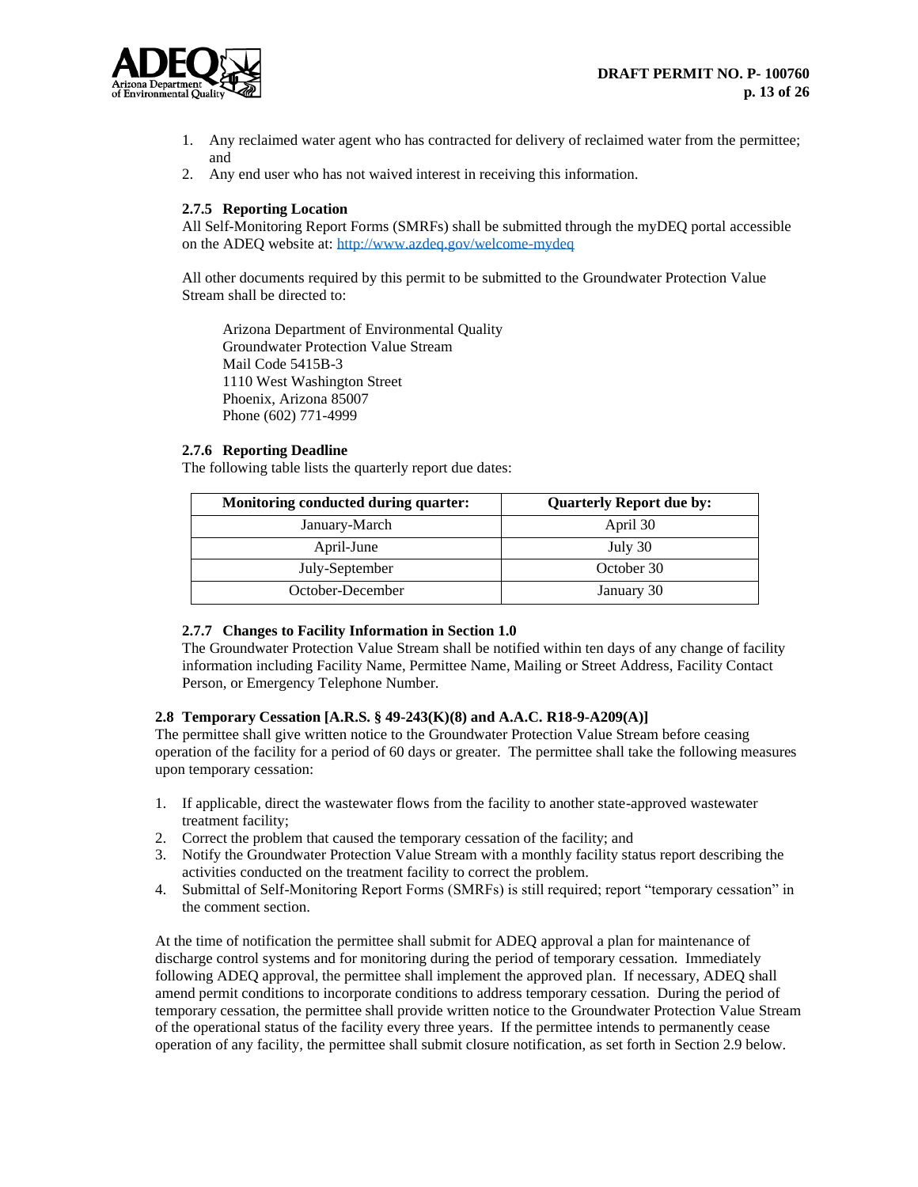1. Any reclaimed water agent who has contracted for delivery of reclaimed water from the permittee; and
2. Any end user who has not waived interest in receiving this information.

#### 2.7.5 Reporting Location

All Self-Monitoring Report Forms (SMRFs) shall be submitted through the myDEQ portal accessible on the ADEQ website at: http://www.azdeq.gov/welcome-mydeq

All other documents required by this permit to be submitted to the Groundwater Protection Value Stream shall be directed to:

Arizona Department of Environmental Quality
Groundwater Protection Value Stream
Mail Code 5415B-3
1110 West Washington Street
Phoenix, Arizona 85007
Phone (602) 771-4999

#### 2.7.6 Reporting Deadline

The following table lists the quarterly report due dates:

| Monitoring conducted during quarter: | Quarterly Report due by: |
|---|---|
| January-March | April 30 |
| April-June | July 30 |
| July-September | October 30 |
| October-December | January 30 |

#### 2.7.7 Changes to Facility Information in Section 1.0

The Groundwater Protection Value Stream shall be notified within ten days of any change of facility information including Facility Name, Permittee Name, Mailing or Street Address, Facility Contact Person, or Emergency Telephone Number.

### 2.8 Temporary Cessation [A.R.S. § 49-243(K)(8) and A.A.C. R18-9-A209(A)]

The permittee shall give written notice to the Groundwater Protection Value Stream before ceasing operation of the facility for a period of 60 days or greater. The permittee shall take the following measures upon temporary cessation:

1. If applicable, direct the wastewater flows from the facility to another state-approved wastewater treatment facility;
2. Correct the problem that caused the temporary cessation of the facility; and
3. Notify the Groundwater Protection Value Stream with a monthly facility status report describing the activities conducted on the treatment facility to correct the problem.
4. Submittal of Self-Monitoring Report Forms (SMRFs) is still required; report "temporary cessation" in the comment section.

At the time of notification the permittee shall submit for ADEQ approval a plan for maintenance of discharge control systems and for monitoring during the period of temporary cessation. Immediately following ADEQ approval, the permittee shall implement the approved plan. If necessary, ADEQ shall amend permit conditions to incorporate conditions to address temporary cessation. During the period of temporary cessation, the permittee shall provide written notice to the Groundwater Protection Value Stream of the operational status of the facility every three years. If the permittee intends to permanently cease operation of any facility, the permittee shall submit closure notification, as set forth in Section 2.9 below.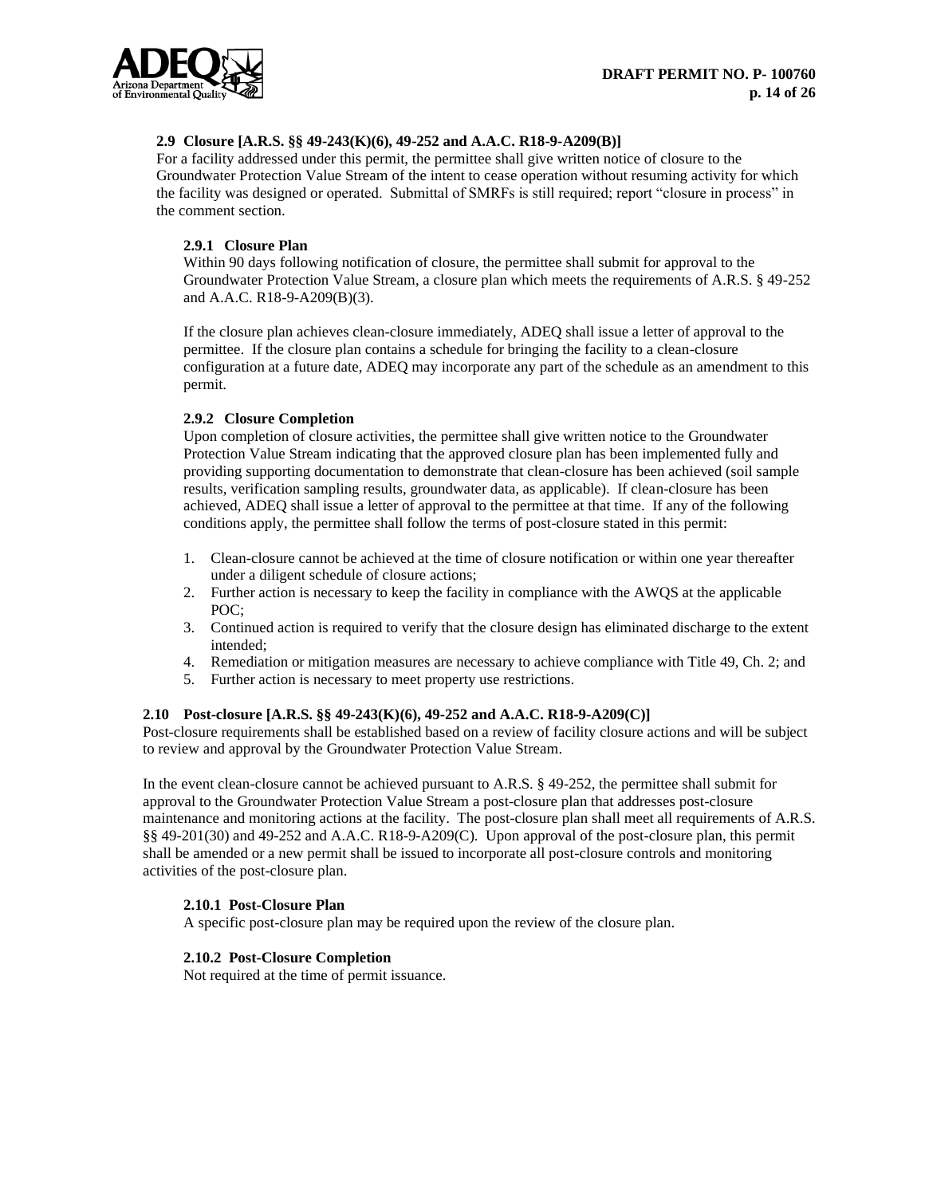### 2.9 Closure [A.R.S. §§ 49-243(K)(6), 49-252 and A.A.C. R18-9-A209(B)]

For a facility addressed under this permit, the permittee shall give written notice of closure to the Groundwater Protection Value Stream of the intent to cease operation without resuming activity for which the facility was designed or operated. Submittal of SMRFs is still required; report "closure in process" in the comment section.

#### 2.9.1 Closure Plan

Within 90 days following notification of closure, the permittee shall submit for approval to the Groundwater Protection Value Stream, a closure plan which meets the requirements of A.R.S. § 49-252 and A.A.C. R18-9-A209(B)(3).

If the closure plan achieves clean-closure immediately, ADEQ shall issue a letter of approval to the permittee. If the closure plan contains a schedule for bringing the facility to a clean-closure configuration at a future date, ADEQ may incorporate any part of the schedule as an amendment to this permit.

#### 2.9.2 Closure Completion

Upon completion of closure activities, the permittee shall give written notice to the Groundwater Protection Value Stream indicating that the approved closure plan has been implemented fully and providing supporting documentation to demonstrate that clean-closure has been achieved (soil sample results, verification sampling results, groundwater data, as applicable). If clean-closure has been achieved, ADEQ shall issue a letter of approval to the permittee at that time. If any of the following conditions apply, the permittee shall follow the terms of post-closure stated in this permit:

1. Clean-closure cannot be achieved at the time of closure notification or within one year thereafter under a diligent schedule of closure actions;
2. Further action is necessary to keep the facility in compliance with the AWQS at the applicable POC;
3. Continued action is required to verify that the closure design has eliminated discharge to the extent intended;
4. Remediation or mitigation measures are necessary to achieve compliance with Title 49, Ch. 2; and
5. Further action is necessary to meet property use restrictions.

### 2.10 Post-closure [A.R.S. §§ 49-243(K)(6), 49-252 and A.A.C. R18-9-A209(C)]

Post-closure requirements shall be established based on a review of facility closure actions and will be subject to review and approval by the Groundwater Protection Value Stream.

In the event clean-closure cannot be achieved pursuant to A.R.S. § 49-252, the permittee shall submit for approval to the Groundwater Protection Value Stream a post-closure plan that addresses post-closure maintenance and monitoring actions at the facility. The post-closure plan shall meet all requirements of A.R.S. §§ 49-201(30) and 49-252 and A.A.C. R18-9-A209(C). Upon approval of the post-closure plan, this permit shall be amended or a new permit shall be issued to incorporate all post-closure controls and monitoring activities of the post-closure plan.

#### 2.10.1 Post-Closure Plan

A specific post-closure plan may be required upon the review of the closure plan.

#### 2.10.2 Post-Closure Completion

Not required at the time of permit issuance.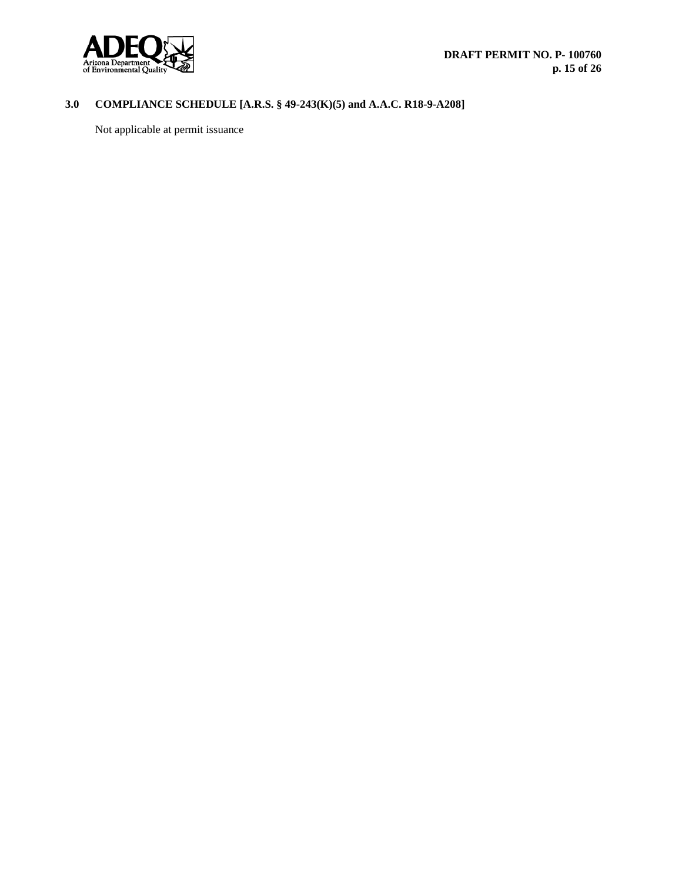## 3.0 COMPLIANCE SCHEDULE [A.R.S. § 49-243(K)(5) and A.A.C. R18-9-A208]

Not applicable at permit issuance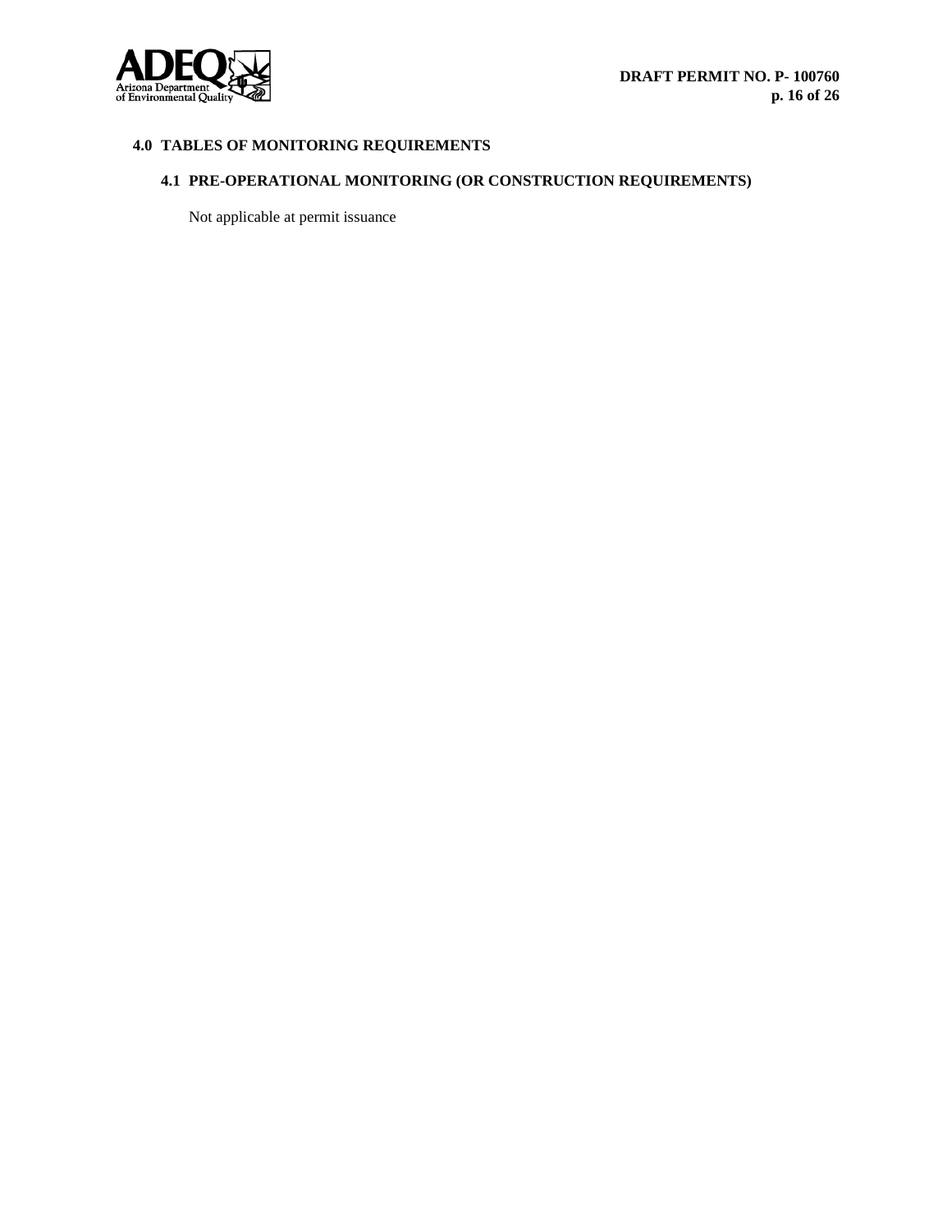## 4.0 TABLES OF MONITORING REQUIREMENTS

### 4.1 PRE-OPERATIONAL MONITORING (OR CONSTRUCTION REQUIREMENTS)

Not applicable at permit issuance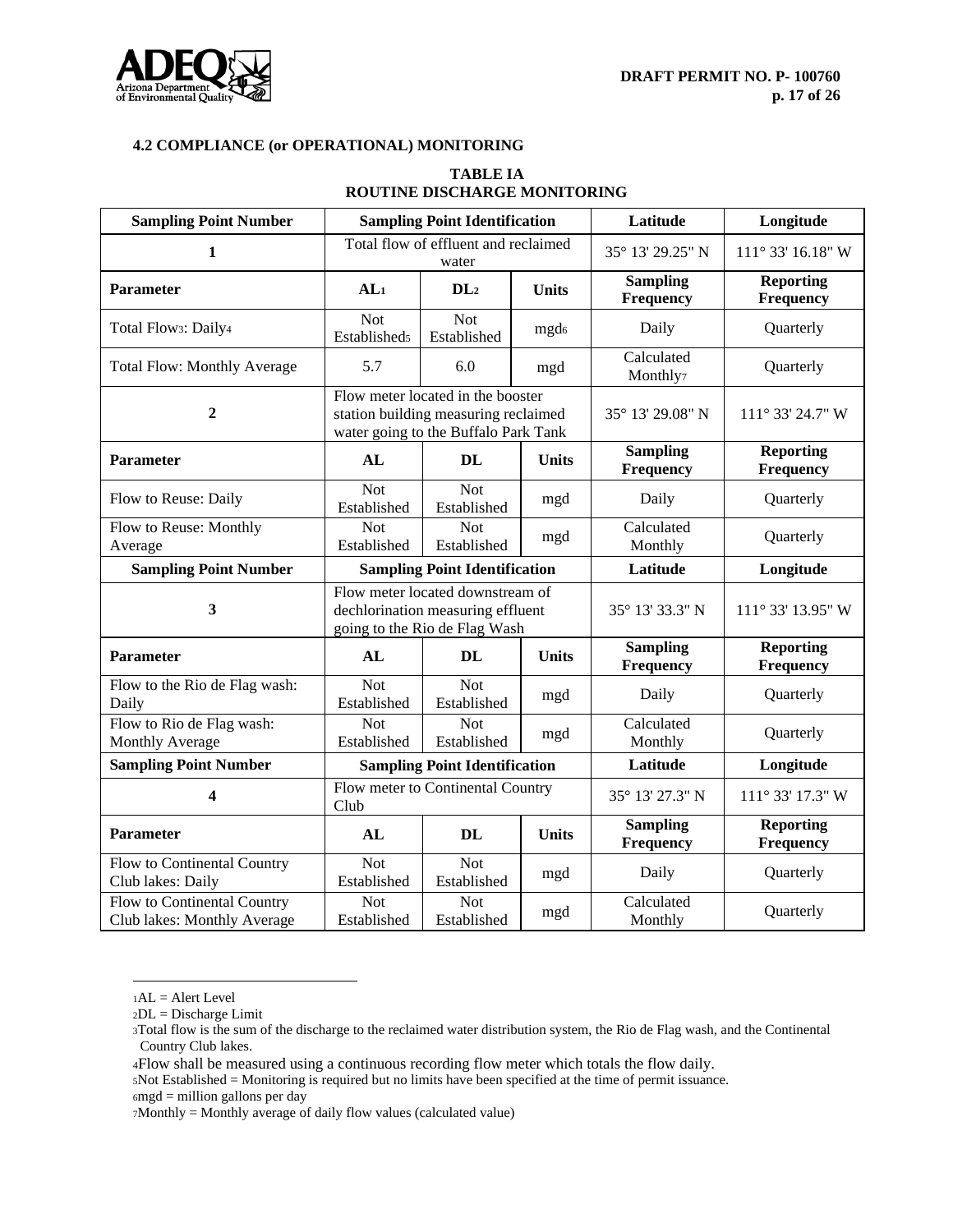### 4.2 COMPLIANCE (or OPERATIONAL) MONITORING

**TABLE IA**
**ROUTINE DISCHARGE MONITORING**

| Sampling Point Number | Sampling Point Identification | | | Latitude | Longitude |
|---|---|---|---|---|---|
| **1** | Total flow of effluent and reclaimed water | | | 35° 13' 29.25" N | 111° 33' 16.18" W |
| **Parameter** | **AL**[1] | **DL**[2] | **Units** | **Sampling Frequency** | **Reporting Frequency** |
| Total Flow[3]: Daily[4] | Not Established[5] | Not Established | mgd[6] | Daily | Quarterly |
| Total Flow: Monthly Average | 5.7 | 6.0 | mgd | Calculated Monthly[7] | Quarterly |
| **2** | Flow meter located in the booster station building measuring reclaimed water going to the Buffalo Park Tank | | | 35° 13' 29.08" N | 111° 33' 24.7" W |
| **Parameter** | **AL** | **DL** | **Units** | **Sampling Frequency** | **Reporting Frequency** |
| Flow to Reuse: Daily | Not Established | Not Established | mgd | Daily | Quarterly |
| Flow to Reuse: Monthly Average | Not Established | Not Established | mgd | Calculated Monthly | Quarterly |
| **Sampling Point Number** | **Sampling Point Identification** | | | **Latitude** | **Longitude** |
| **3** | Flow meter located downstream of dechlorination measuring effluent going to the Rio de Flag Wash | | | 35° 13' 33.3" N | 111° 33' 13.95" W |
| **Parameter** | **AL** | **DL** | **Units** | **Sampling Frequency** | **Reporting Frequency** |
| Flow to the Rio de Flag wash: Daily | Not Established | Not Established | mgd | Daily | Quarterly |
| Flow to Rio de Flag wash: Monthly Average | Not Established | Not Established | mgd | Calculated Monthly | Quarterly |
| **Sampling Point Number** | **Sampling Point Identification** | | | **Latitude** | **Longitude** |
| **4** | Flow meter to Continental Country Club | | | 35° 13' 27.3" N | 111° 33' 17.3" W |
| **Parameter** | **AL** | **DL** | **Units** | **Sampling Frequency** | **Reporting Frequency** |
| Flow to Continental Country Club lakes: Daily | Not Established | Not Established | mgd | Daily | Quarterly |
| Flow to Continental Country Club lakes: Monthly Average | Not Established | Not Established | mgd | Calculated Monthly | Quarterly |

[1] AL = Alert Level

[2] DL = Discharge Limit

[3] Total flow is the sum of the discharge to the reclaimed water distribution system, the Rio de Flag wash, and the Continental Country Club lakes.

[4] Flow shall be measured using a continuous recording flow meter which totals the flow daily.

[5] Not Established = Monitoring is required but no limits have been specified at the time of permit issuance.

[6] mgd = million gallons per day

[7] Monthly = Monthly average of daily flow values (calculated value)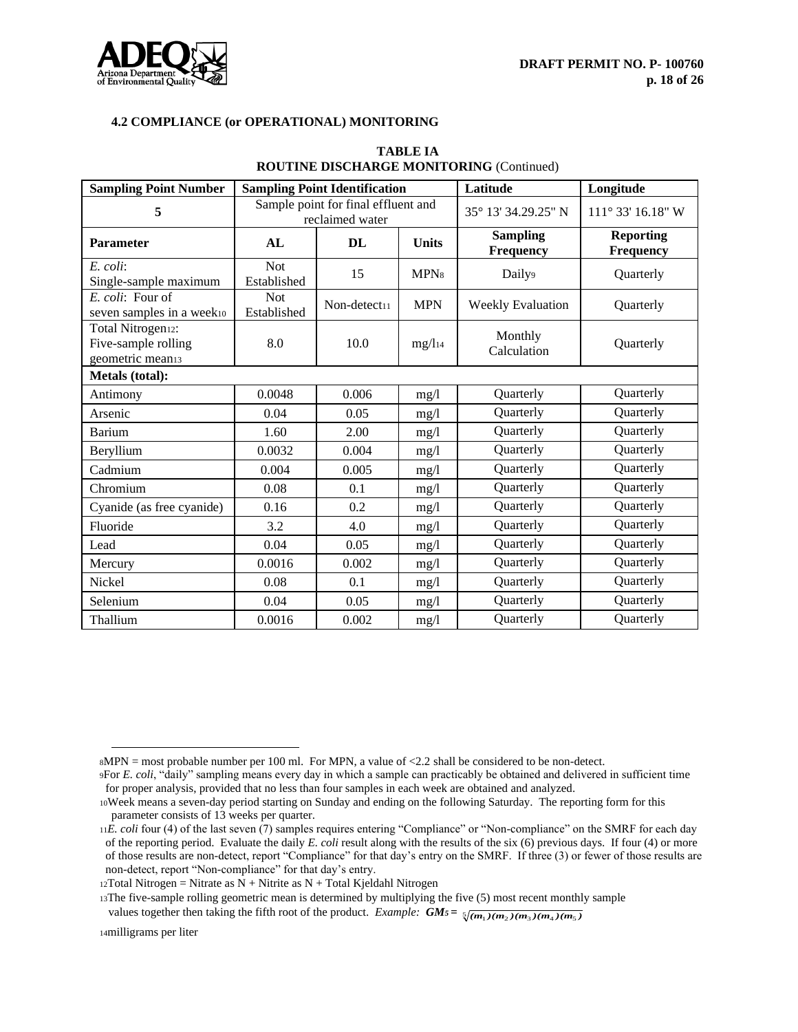### 4.2 COMPLIANCE (or OPERATIONAL) MONITORING

**TABLE IA**
**ROUTINE DISCHARGE MONITORING** (Continued)

| Sampling Point Number | Sampling Point Identification | | | Latitude | Longitude |
|---|---|---|---|---|---|
| **5** | Sample point for final effluent and reclaimed water | | | 35° 13' 34.29.25" N | 111° 33' 16.18" W |
| **Parameter** | **AL** | **DL** | **Units** | **Sampling Frequency** | **Reporting Frequency** |
| *E. coli*: Single-sample maximum | Not Established | 15 | MPN[8] | Daily[9] | Quarterly |
| *E. coli*: Four of seven samples in a week[10] | Not Established | Non-detect[11] | MPN | Weekly Evaluation | Quarterly |
| Total Nitrogen[12]: Five-sample rolling geometric mean[13] | 8.0 | 10.0 | mg/l[14] | Monthly Calculation | Quarterly |
| **Metals (total):** | | | | | |
| Antimony | 0.0048 | 0.006 | mg/l | Quarterly | Quarterly |
| Arsenic | 0.04 | 0.05 | mg/l | Quarterly | Quarterly |
| Barium | 1.60 | 2.00 | mg/l | Quarterly | Quarterly |
| Beryllium | 0.0032 | 0.004 | mg/l | Quarterly | Quarterly |
| Cadmium | 0.004 | 0.005 | mg/l | Quarterly | Quarterly |
| Chromium | 0.08 | 0.1 | mg/l | Quarterly | Quarterly |
| Cyanide (as free cyanide) | 0.16 | 0.2 | mg/l | Quarterly | Quarterly |
| Fluoride | 3.2 | 4.0 | mg/l | Quarterly | Quarterly |
| Lead | 0.04 | 0.05 | mg/l | Quarterly | Quarterly |
| Mercury | 0.0016 | 0.002 | mg/l | Quarterly | Quarterly |
| Nickel | 0.08 | 0.1 | mg/l | Quarterly | Quarterly |
| Selenium | 0.04 | 0.05 | mg/l | Quarterly | Quarterly |
| Thallium | 0.0016 | 0.002 | mg/l | Quarterly | Quarterly |

---

[8] MPN = most probable number per 100 ml. For MPN, a value of <2.2 shall be considered to be non-detect.

[9] For *E. coli*, "daily" sampling means every day in which a sample can practicably be obtained and delivered in sufficient time for proper analysis, provided that no less than four samples in each week are obtained and analyzed.

[10] Week means a seven-day period starting on Sunday and ending on the following Saturday. The reporting form for this parameter consists of 13 weeks per quarter.

[11] *E. coli* four (4) of the last seven (7) samples requires entering "Compliance" or "Non-compliance" on the SMRF for each day of the reporting period. Evaluate the daily *E. coli* result along with the results of the six (6) previous days. If four (4) or more of those results are non-detect, report "Compliance" for that day's entry on the SMRF. If three (3) or fewer of those results are non-detect, report "Non-compliance" for that day's entry.

[12] Total Nitrogen = Nitrate as N + Nitrite as N + Total Kjeldahl Nitrogen

[13] The five-sample rolling geometric mean is determined by multiplying the five (5) most recent monthly sample values together then taking the fifth root of the product. *Example:* $GM_5 = \sqrt[5]{(m_1)(m_2)(m_3)(m_4)(m_5)}$

[14] milligrams per liter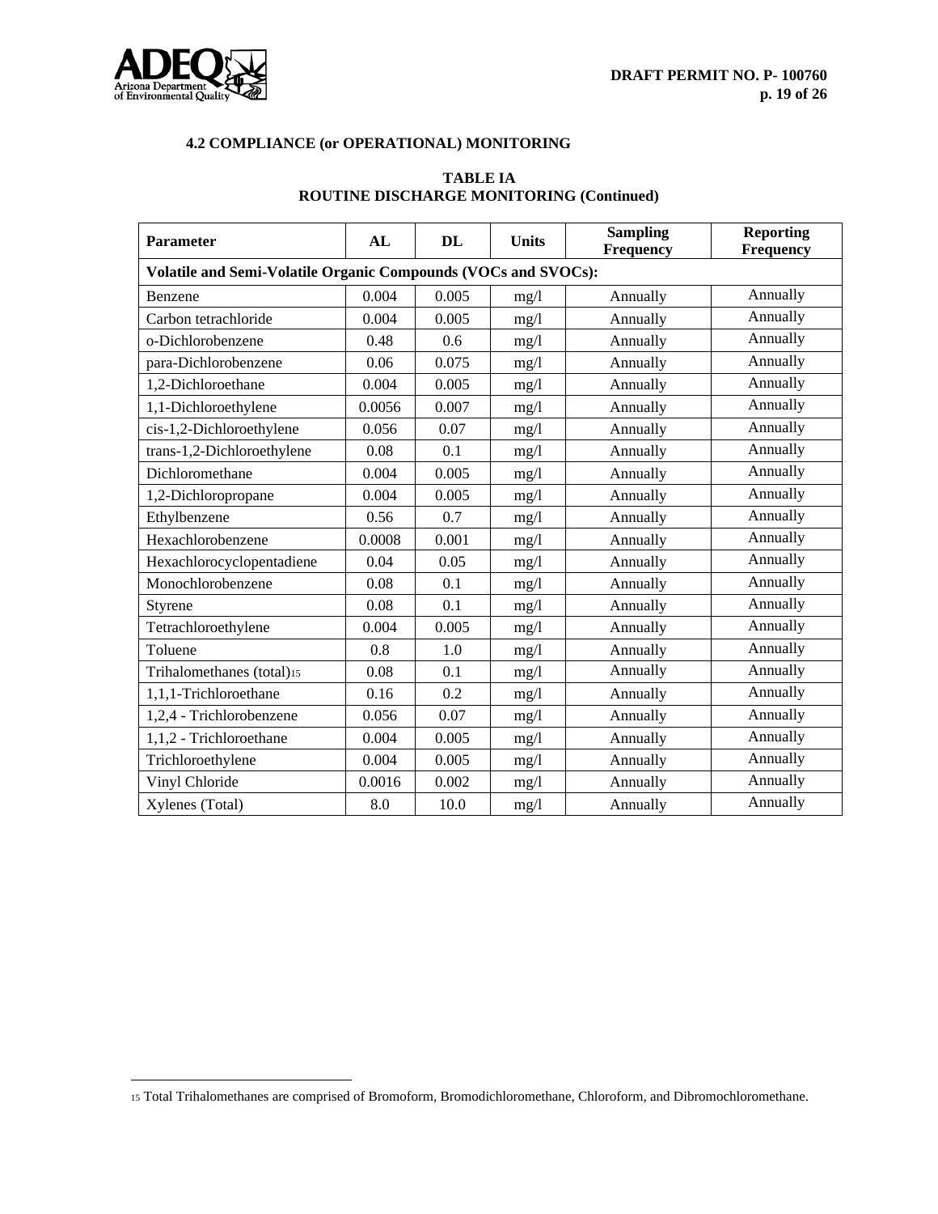#### 4.2 COMPLIANCE (or OPERATIONAL) MONITORING

**TABLE IA**
**ROUTINE DISCHARGE MONITORING (Continued)**

| Parameter | AL | DL | Units | Sampling Frequency | Reporting Frequency |
|---|---|---|---|---|---|
| **Volatile and Semi-Volatile Organic Compounds (VOCs and SVOCs):** | | | | | |
| Benzene | 0.004 | 0.005 | mg/l | Annually | Annually |
| Carbon tetrachloride | 0.004 | 0.005 | mg/l | Annually | Annually |
| o-Dichlorobenzene | 0.48 | 0.6 | mg/l | Annually | Annually |
| para-Dichlorobenzene | 0.06 | 0.075 | mg/l | Annually | Annually |
| 1,2-Dichloroethane | 0.004 | 0.005 | mg/l | Annually | Annually |
| 1,1-Dichloroethylene | 0.0056 | 0.007 | mg/l | Annually | Annually |
| cis-1,2-Dichloroethylene | 0.056 | 0.07 | mg/l | Annually | Annually |
| trans-1,2-Dichloroethylene | 0.08 | 0.1 | mg/l | Annually | Annually |
| Dichloromethane | 0.004 | 0.005 | mg/l | Annually | Annually |
| 1,2-Dichloropropane | 0.004 | 0.005 | mg/l | Annually | Annually |
| Ethylbenzene | 0.56 | 0.7 | mg/l | Annually | Annually |
| Hexachlorobenzene | 0.0008 | 0.001 | mg/l | Annually | Annually |
| Hexachlorocyclopentadiene | 0.04 | 0.05 | mg/l | Annually | Annually |
| Monochlorobenzene | 0.08 | 0.1 | mg/l | Annually | Annually |
| Styrene | 0.08 | 0.1 | mg/l | Annually | Annually |
| Tetrachloroethylene | 0.004 | 0.005 | mg/l | Annually | Annually |
| Toluene | 0.8 | 1.0 | mg/l | Annually | Annually |
| Trihalomethanes (total)[15] | 0.08 | 0.1 | mg/l | Annually | Annually |
| 1,1,1-Trichloroethane | 0.16 | 0.2 | mg/l | Annually | Annually |
| 1,2,4 - Trichlorobenzene | 0.056 | 0.07 | mg/l | Annually | Annually |
| 1,1,2 - Trichloroethane | 0.004 | 0.005 | mg/l | Annually | Annually |
| Trichloroethylene | 0.004 | 0.005 | mg/l | Annually | Annually |
| Vinyl Chloride | 0.0016 | 0.002 | mg/l | Annually | Annually |
| Xylenes (Total) | 8.0 | 10.0 | mg/l | Annually | Annually |

[15] Total Trihalomethanes are comprised of Bromoform, Bromodichloromethane, Chloroform, and Dibromochloromethane.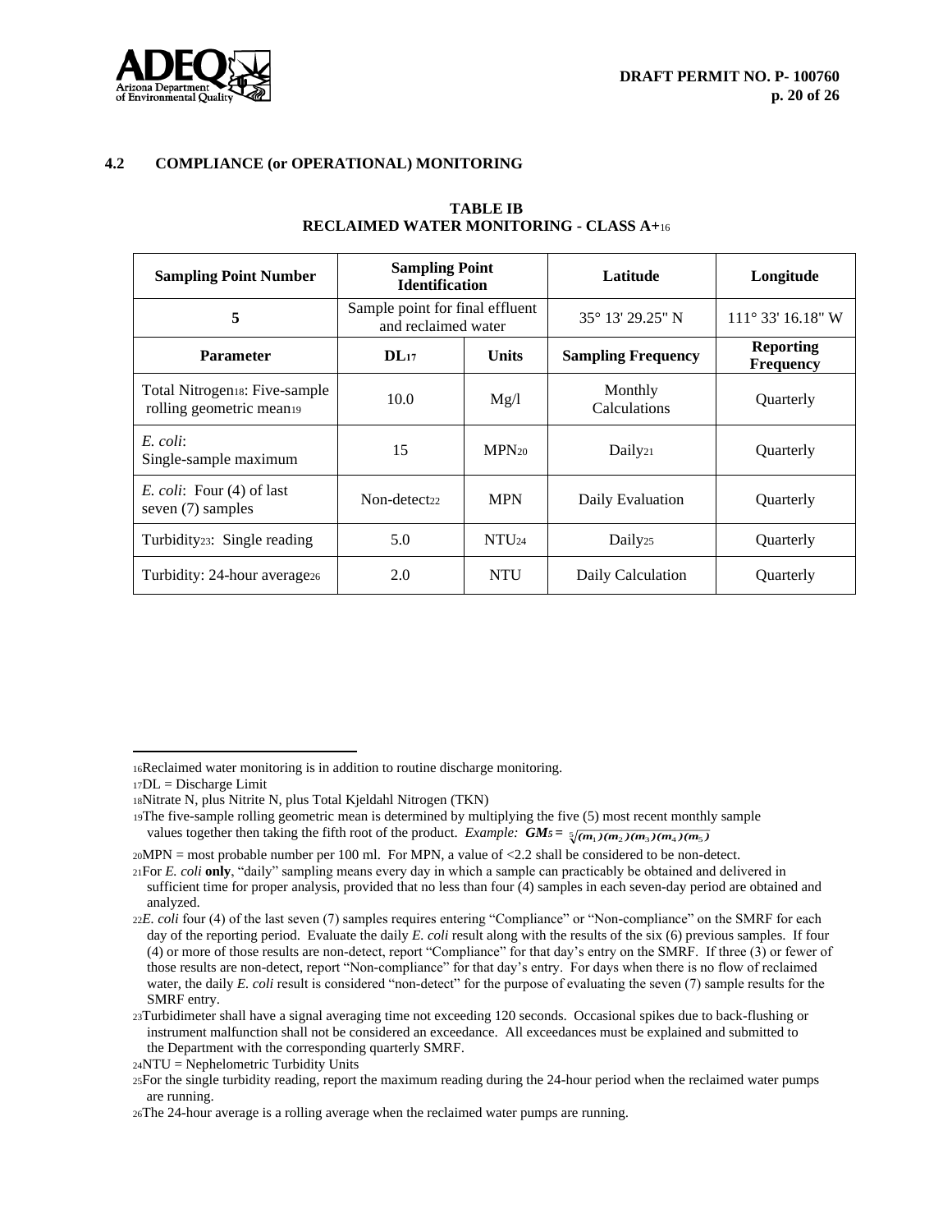### 4.2 COMPLIANCE (or OPERATIONAL) MONITORING

**TABLE IB**
**RECLAIMED WATER MONITORING - CLASS A+**[16]

| Sampling Point Number | Sampling Point Identification | | Latitude | Longitude |
|---|---|---|---|---|
| 5 | Sample point for final effluent and reclaimed water | | 35° 13' 29.25" N | 111° 33' 16.18" W |
| **Parameter** | **DL**[17] | **Units** | **Sampling Frequency** | **Reporting Frequency** |
| Total Nitrogen[18]: Five-sample rolling geometric mean[19] | 10.0 | Mg/l | Monthly Calculations | Quarterly |
| *E. coli*: Single-sample maximum | 15 | MPN[20] | Daily[21] | Quarterly |
| *E. coli*: Four (4) of last seven (7) samples | Non-detect[22] | MPN | Daily Evaluation | Quarterly |
| Turbidity[23]: Single reading | 5.0 | NTU[24] | Daily[25] | Quarterly |
| Turbidity: 24-hour average[26] | 2.0 | NTU | Daily Calculation | Quarterly |

---

[16]Reclaimed water monitoring is in addition to routine discharge monitoring.

[17]DL = Discharge Limit

[18]Nitrate N, plus Nitrite N, plus Total Kjeldahl Nitrogen (TKN)

[19]The five-sample rolling geometric mean is determined by multiplying the five (5) most recent monthly sample values together then taking the fifth root of the product. *Example:* $GM_5 = \sqrt[5]{(m_1)(m_2)(m_3)(m_4)(m_5)}$

[20]MPN = most probable number per 100 ml. For MPN, a value of <2.2 shall be considered to be non-detect.

[21]For *E. coli* **only**, "daily" sampling means every day in which a sample can practicably be obtained and delivered in sufficient time for proper analysis, provided that no less than four (4) samples in each seven-day period are obtained and analyzed.

[22]*E. coli* four (4) of the last seven (7) samples requires entering "Compliance" or "Non-compliance" on the SMRF for each day of the reporting period. Evaluate the daily *E. coli* result along with the results of the six (6) previous samples. If four (4) or more of those results are non-detect, report "Compliance" for that day's entry on the SMRF. If three (3) or fewer of those results are non-detect, report "Non-compliance" for that day's entry. For days when there is no flow of reclaimed water, the daily *E. coli* result is considered "non-detect" for the purpose of evaluating the seven (7) sample results for the SMRF entry.

[23]Turbidimeter shall have a signal averaging time not exceeding 120 seconds. Occasional spikes due to back-flushing or instrument malfunction shall not be considered an exceedance. All exceedances must be explained and submitted to the Department with the corresponding quarterly SMRF.

[24]NTU = Nephelometric Turbidity Units

[25]For the single turbidity reading, report the maximum reading during the 24-hour period when the reclaimed water pumps are running.

[26]The 24-hour average is a rolling average when the reclaimed water pumps are running.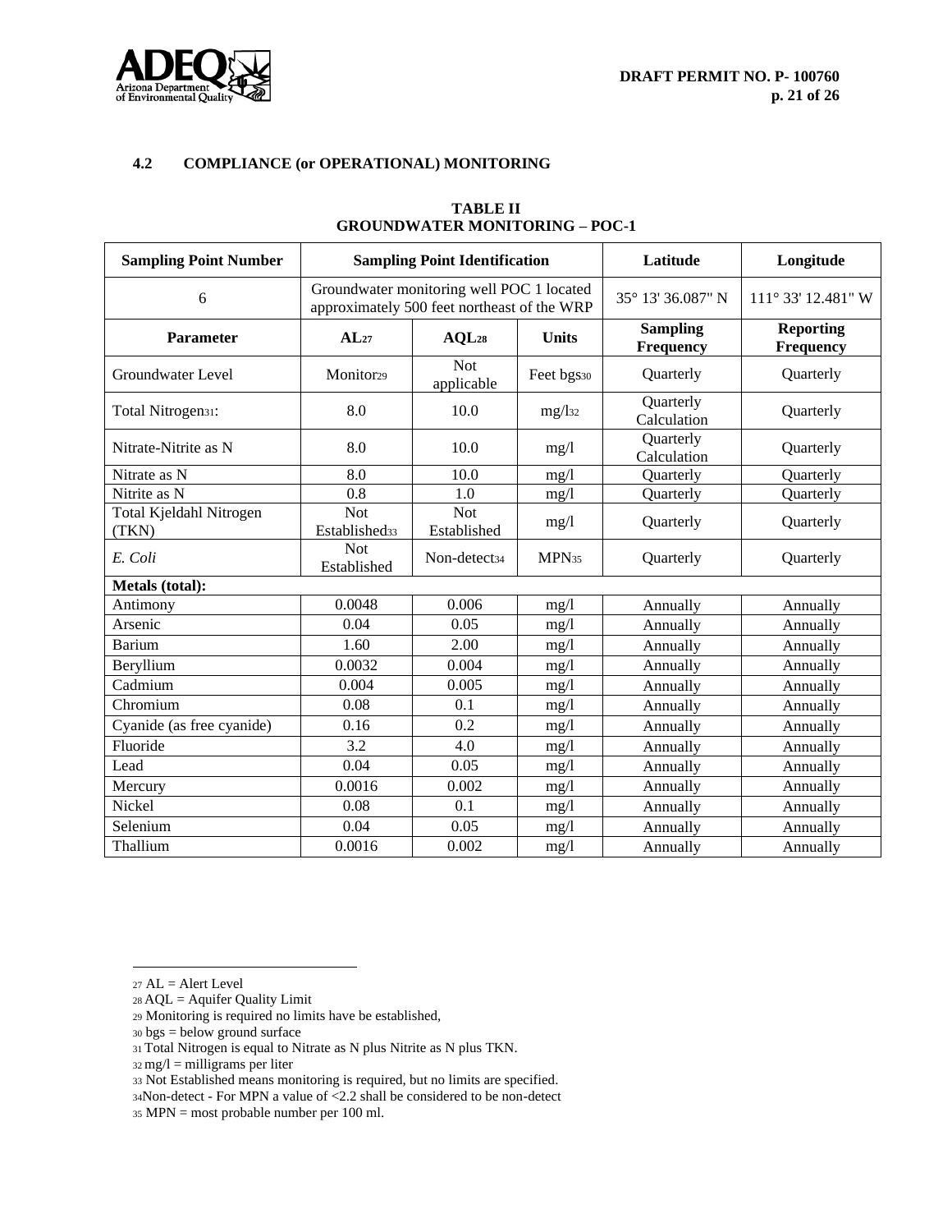### 4.2 COMPLIANCE (or OPERATIONAL) MONITORING

**TABLE II**
**GROUNDWATER MONITORING – POC-1**

| Sampling Point Number | Sampling Point Identification | | | Latitude | Longitude |
|---|---|---|---|---|---|
| 6 | Groundwater monitoring well POC 1 located approximately 500 feet northeast of the WRP | | | 35° 13' 36.087" N | 111° 33' 12.481" W |
| **Parameter** | **AL**[27] | **AQL**[28] | **Units** | **Sampling Frequency** | **Reporting Frequency** |
| Groundwater Level | Monitor[29] | Not applicable | Feet bgs[30] | Quarterly | Quarterly |
| Total Nitrogen[31]: | 8.0 | 10.0 | mg/l[32] | Quarterly Calculation | Quarterly |
| Nitrate-Nitrite as N | 8.0 | 10.0 | mg/l | Quarterly Calculation | Quarterly |
| Nitrate as N | 8.0 | 10.0 | mg/l | Quarterly | Quarterly |
| Nitrite as N | 0.8 | 1.0 | mg/l | Quarterly | Quarterly |
| Total Kjeldahl Nitrogen (TKN) | Not Established[33] | Not Established | mg/l | Quarterly | Quarterly |
| *E. Coli* | Not Established | Non-detect[34] | MPN[35] | Quarterly | Quarterly |
| **Metals (total):** | | | | | |
| Antimony | 0.0048 | 0.006 | mg/l | Annually | Annually |
| Arsenic | 0.04 | 0.05 | mg/l | Annually | Annually |
| Barium | 1.60 | 2.00 | mg/l | Annually | Annually |
| Beryllium | 0.0032 | 0.004 | mg/l | Annually | Annually |
| Cadmium | 0.004 | 0.005 | mg/l | Annually | Annually |
| Chromium | 0.08 | 0.1 | mg/l | Annually | Annually |
| Cyanide (as free cyanide) | 0.16 | 0.2 | mg/l | Annually | Annually |
| Fluoride | 3.2 | 4.0 | mg/l | Annually | Annually |
| Lead | 0.04 | 0.05 | mg/l | Annually | Annually |
| Mercury | 0.0016 | 0.002 | mg/l | Annually | Annually |
| Nickel | 0.08 | 0.1 | mg/l | Annually | Annually |
| Selenium | 0.04 | 0.05 | mg/l | Annually | Annually |
| Thallium | 0.0016 | 0.002 | mg/l | Annually | Annually |

---

[27] AL = Alert Level
[28] AQL = Aquifer Quality Limit
[29] Monitoring is required no limits have be established,
[30] bgs = below ground surface
[31] Total Nitrogen is equal to Nitrate as N plus Nitrite as N plus TKN.
[32] mg/l = milligrams per liter
[33] Not Established means monitoring is required, but no limits are specified.
[34] Non-detect - For MPN a value of <2.2 shall be considered to be non-detect
[35] MPN = most probable number per 100 ml.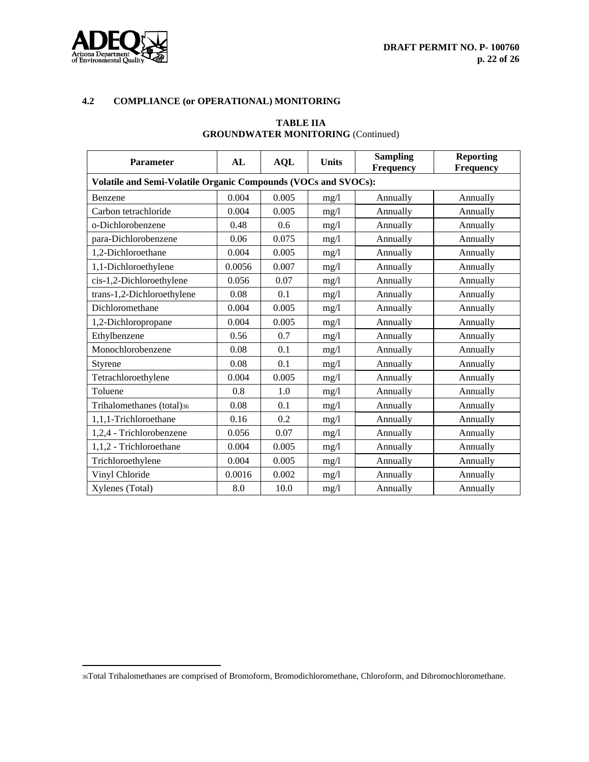### 4.2 COMPLIANCE (or OPERATIONAL) MONITORING

**TABLE IIA**
**GROUNDWATER MONITORING** (Continued)

| Parameter | AL | AQL | Units | Sampling Frequency | Reporting Frequency |
|---|---|---|---|---|---|
| **Volatile and Semi-Volatile Organic Compounds (VOCs and SVOCs):** | | | | | |
| Benzene | 0.004 | 0.005 | mg/l | Annually | Annually |
| Carbon tetrachloride | 0.004 | 0.005 | mg/l | Annually | Annually |
| o-Dichlorobenzene | 0.48 | 0.6 | mg/l | Annually | Annually |
| para-Dichlorobenzene | 0.06 | 0.075 | mg/l | Annually | Annually |
| 1,2-Dichloroethane | 0.004 | 0.005 | mg/l | Annually | Annually |
| 1,1-Dichloroethylene | 0.0056 | 0.007 | mg/l | Annually | Annually |
| cis-1,2-Dichloroethylene | 0.056 | 0.07 | mg/l | Annually | Annually |
| trans-1,2-Dichloroethylene | 0.08 | 0.1 | mg/l | Annually | Annually |
| Dichloromethane | 0.004 | 0.005 | mg/l | Annually | Annually |
| 1,2-Dichloropropane | 0.004 | 0.005 | mg/l | Annually | Annually |
| Ethylbenzene | 0.56 | 0.7 | mg/l | Annually | Annually |
| Monochlorobenzene | 0.08 | 0.1 | mg/l | Annually | Annually |
| Styrene | 0.08 | 0.1 | mg/l | Annually | Annually |
| Tetrachloroethylene | 0.004 | 0.005 | mg/l | Annually | Annually |
| Toluene | 0.8 | 1.0 | mg/l | Annually | Annually |
| Trihalomethanes (total)[36] | 0.08 | 0.1 | mg/l | Annually | Annually |
| 1,1,1-Trichloroethane | 0.16 | 0.2 | mg/l | Annually | Annually |
| 1,2,4 - Trichlorobenzene | 0.056 | 0.07 | mg/l | Annually | Annually |
| 1,1,2 - Trichloroethane | 0.004 | 0.005 | mg/l | Annually | Annually |
| Trichloroethylene | 0.004 | 0.005 | mg/l | Annually | Annually |
| Vinyl Chloride | 0.0016 | 0.002 | mg/l | Annually | Annually |
| Xylenes (Total) | 8.0 | 10.0 | mg/l | Annually | Annually |

[36] Total Trihalomethanes are comprised of Bromoform, Bromodichloromethane, Chloroform, and Dibromochloromethane.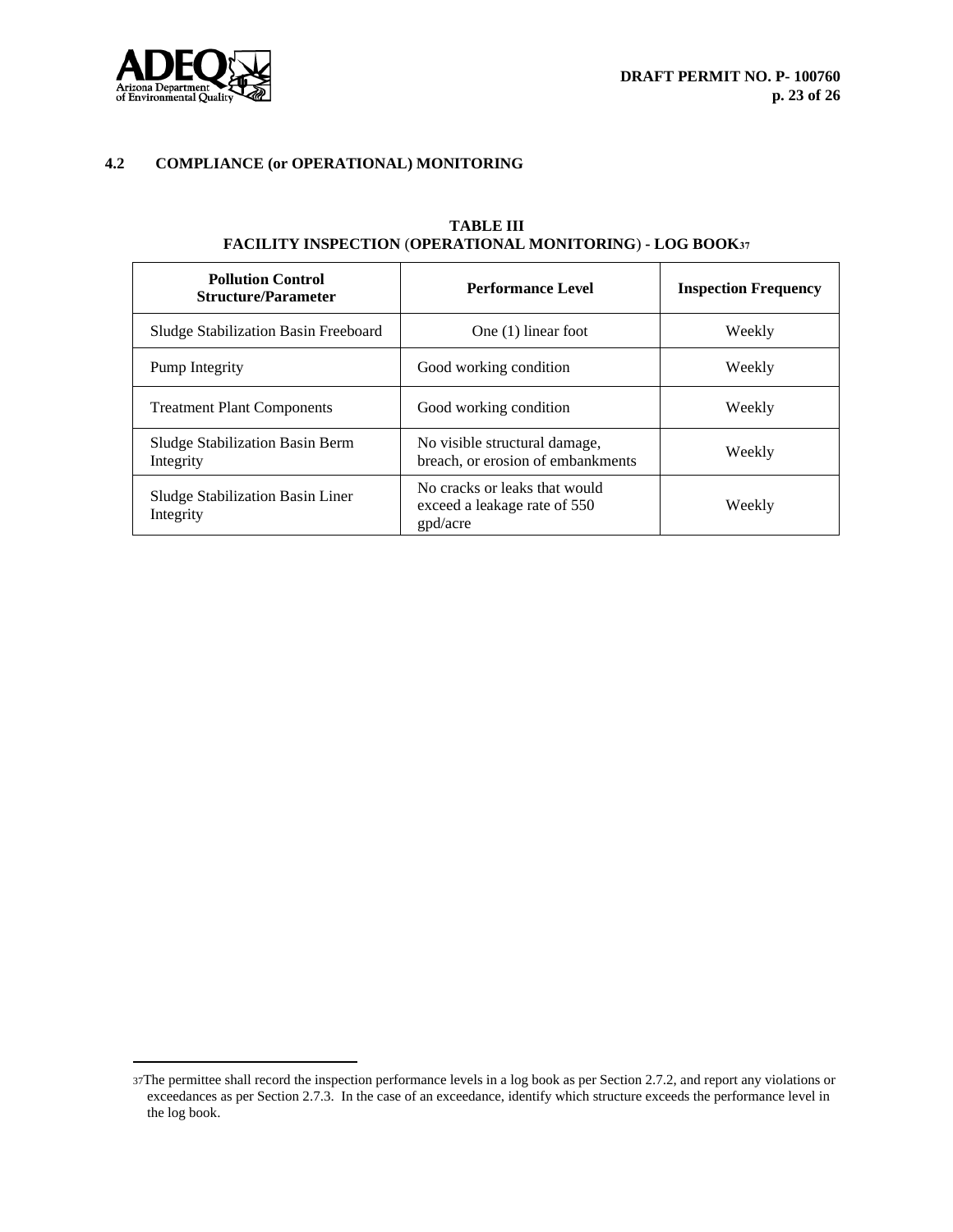## 4.2 COMPLIANCE (or OPERATIONAL) MONITORING

**TABLE III**
**FACILITY INSPECTION (OPERATIONAL MONITORING) - LOG BOOK[37]**

| Pollution Control Structure/Parameter | Performance Level | Inspection Frequency |
|---|---|---|
| Sludge Stabilization Basin Freeboard | One (1) linear foot | Weekly |
| Pump Integrity | Good working condition | Weekly |
| Treatment Plant Components | Good working condition | Weekly |
| Sludge Stabilization Basin Berm Integrity | No visible structural damage, breach, or erosion of embankments | Weekly |
| Sludge Stabilization Basin Liner Integrity | No cracks or leaks that would exceed a leakage rate of 550 gpd/acre | Weekly |

[37] The permittee shall record the inspection performance levels in a log book as per Section 2.7.2, and report any violations or exceedances as per Section 2.7.3. In the case of an exceedance, identify which structure exceeds the performance level in the log book.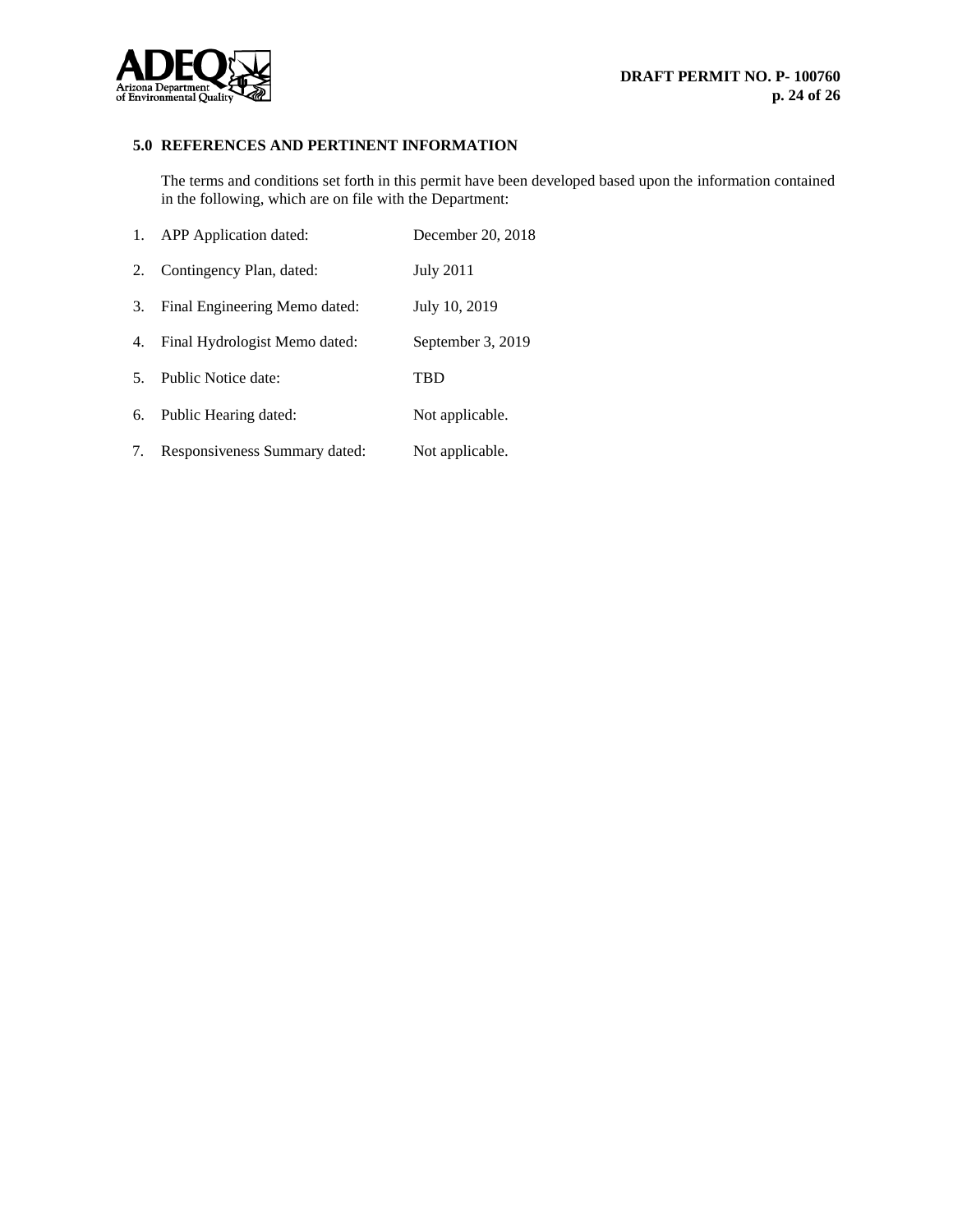## 5.0 REFERENCES AND PERTINENT INFORMATION

The terms and conditions set forth in this permit have been developed based upon the information contained in the following, which are on file with the Department:

1. APP Application dated: December 20, 2018
2. Contingency Plan, dated: July 2011
3. Final Engineering Memo dated: July 10, 2019
4. Final Hydrologist Memo dated: September 3, 2019
5. Public Notice date: TBD
6. Public Hearing dated: Not applicable.
7. Responsiveness Summary dated: Not applicable.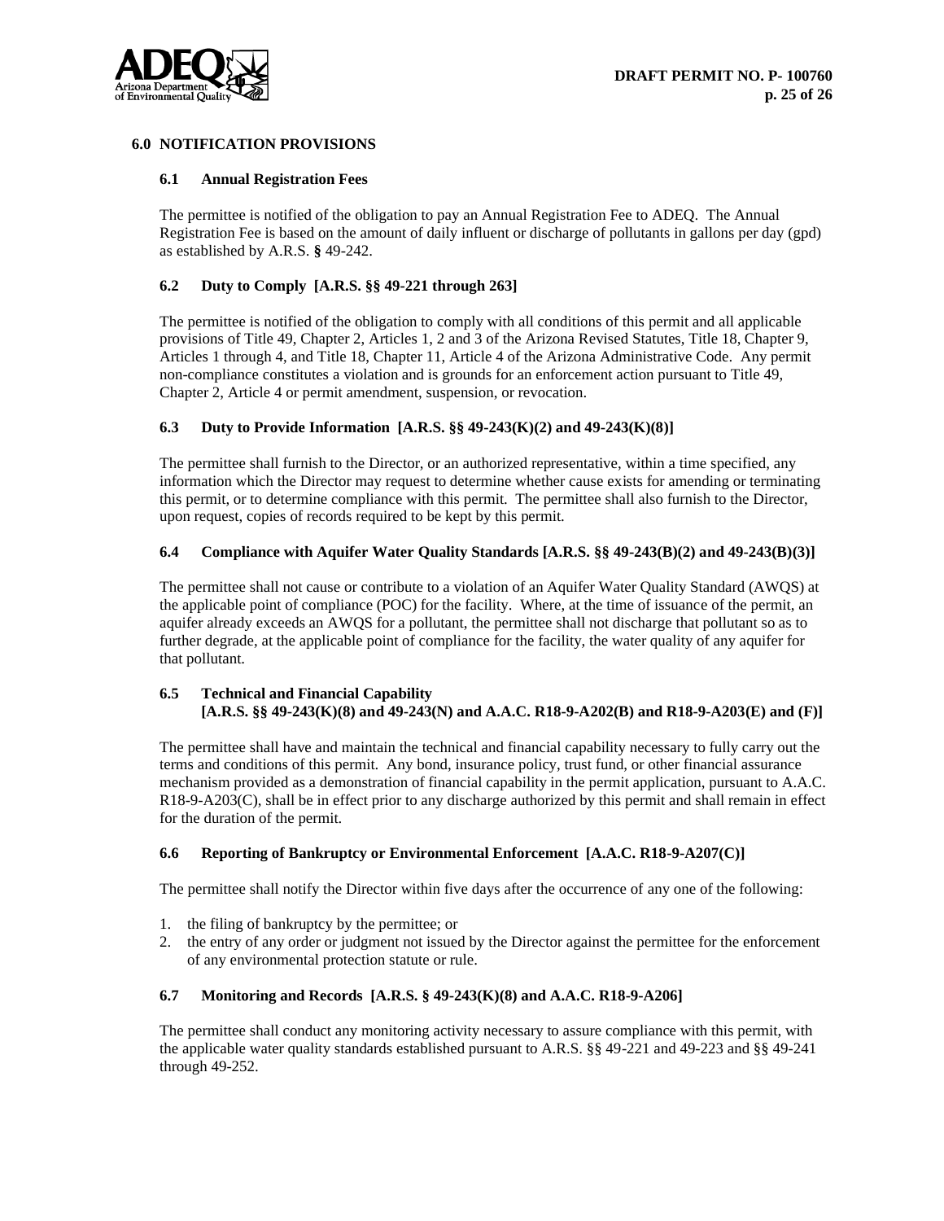## 6.0 NOTIFICATION PROVISIONS

### 6.1 Annual Registration Fees

The permittee is notified of the obligation to pay an Annual Registration Fee to ADEQ. The Annual Registration Fee is based on the amount of daily influent or discharge of pollutants in gallons per day (gpd) as established by A.R.S. § 49-242.

### 6.2 Duty to Comply [A.R.S. §§ 49-221 through 263]

The permittee is notified of the obligation to comply with all conditions of this permit and all applicable provisions of Title 49, Chapter 2, Articles 1, 2 and 3 of the Arizona Revised Statutes, Title 18, Chapter 9, Articles 1 through 4, and Title 18, Chapter 11, Article 4 of the Arizona Administrative Code. Any permit non-compliance constitutes a violation and is grounds for an enforcement action pursuant to Title 49, Chapter 2, Article 4 or permit amendment, suspension, or revocation.

### 6.3 Duty to Provide Information [A.R.S. §§ 49-243(K)(2) and 49-243(K)(8)]

The permittee shall furnish to the Director, or an authorized representative, within a time specified, any information which the Director may request to determine whether cause exists for amending or terminating this permit, or to determine compliance with this permit. The permittee shall also furnish to the Director, upon request, copies of records required to be kept by this permit.

### 6.4 Compliance with Aquifer Water Quality Standards [A.R.S. §§ 49-243(B)(2) and 49-243(B)(3)]

The permittee shall not cause or contribute to a violation of an Aquifer Water Quality Standard (AWQS) at the applicable point of compliance (POC) for the facility. Where, at the time of issuance of the permit, an aquifer already exceeds an AWQS for a pollutant, the permittee shall not discharge that pollutant so as to further degrade, at the applicable point of compliance for the facility, the water quality of any aquifer for that pollutant.

### 6.5 Technical and Financial Capability [A.R.S. §§ 49-243(K)(8) and 49-243(N) and A.A.C. R18-9-A202(B) and R18-9-A203(E) and (F)]

The permittee shall have and maintain the technical and financial capability necessary to fully carry out the terms and conditions of this permit. Any bond, insurance policy, trust fund, or other financial assurance mechanism provided as a demonstration of financial capability in the permit application, pursuant to A.A.C. R18-9-A203(C), shall be in effect prior to any discharge authorized by this permit and shall remain in effect for the duration of the permit.

### 6.6 Reporting of Bankruptcy or Environmental Enforcement [A.A.C. R18-9-A207(C)]

The permittee shall notify the Director within five days after the occurrence of any one of the following:

1. the filing of bankruptcy by the permittee; or
2. the entry of any order or judgment not issued by the Director against the permittee for the enforcement of any environmental protection statute or rule.

### 6.7 Monitoring and Records [A.R.S. § 49-243(K)(8) and A.A.C. R18-9-A206]

The permittee shall conduct any monitoring activity necessary to assure compliance with this permit, with the applicable water quality standards established pursuant to A.R.S. §§ 49-221 and 49-223 and §§ 49-241 through 49-252.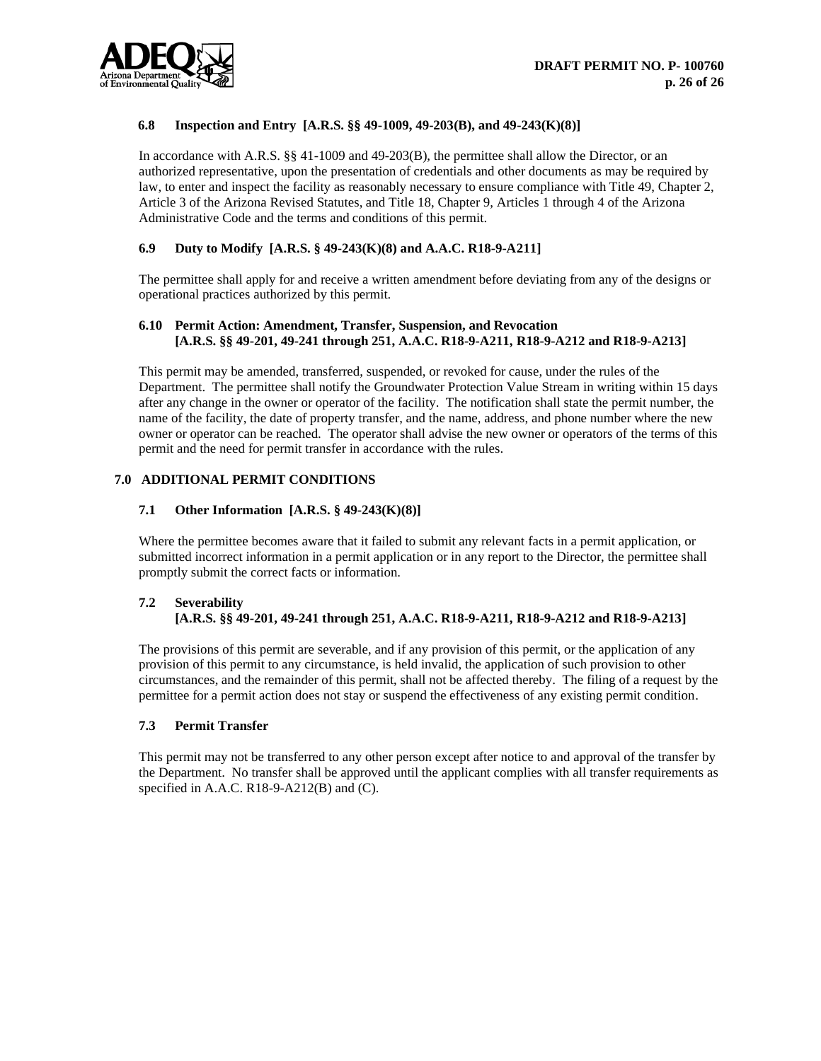### 6.8 Inspection and Entry [A.R.S. §§ 49-1009, 49-203(B), and 49-243(K)(8)]

In accordance with A.R.S. §§ 41-1009 and 49-203(B), the permittee shall allow the Director, or an authorized representative, upon the presentation of credentials and other documents as may be required by law, to enter and inspect the facility as reasonably necessary to ensure compliance with Title 49, Chapter 2, Article 3 of the Arizona Revised Statutes, and Title 18, Chapter 9, Articles 1 through 4 of the Arizona Administrative Code and the terms and conditions of this permit.

### 6.9 Duty to Modify [A.R.S. § 49-243(K)(8) and A.A.C. R18-9-A211]

The permittee shall apply for and receive a written amendment before deviating from any of the designs or operational practices authorized by this permit.

### 6.10 Permit Action: Amendment, Transfer, Suspension, and Revocation [A.R.S. §§ 49-201, 49-241 through 251, A.A.C. R18-9-A211, R18-9-A212 and R18-9-A213]

This permit may be amended, transferred, suspended, or revoked for cause, under the rules of the Department. The permittee shall notify the Groundwater Protection Value Stream in writing within 15 days after any change in the owner or operator of the facility. The notification shall state the permit number, the name of the facility, the date of property transfer, and the name, address, and phone number where the new owner or operator can be reached. The operator shall advise the new owner or operators of the terms of this permit and the need for permit transfer in accordance with the rules.

## 7.0 ADDITIONAL PERMIT CONDITIONS

### 7.1 Other Information [A.R.S. § 49-243(K)(8)]

Where the permittee becomes aware that it failed to submit any relevant facts in a permit application, or submitted incorrect information in a permit application or in any report to the Director, the permittee shall promptly submit the correct facts or information.

### 7.2 Severability [A.R.S. §§ 49-201, 49-241 through 251, A.A.C. R18-9-A211, R18-9-A212 and R18-9-A213]

The provisions of this permit are severable, and if any provision of this permit, or the application of any provision of this permit to any circumstance, is held invalid, the application of such provision to other circumstances, and the remainder of this permit, shall not be affected thereby. The filing of a request by the permittee for a permit action does not stay or suspend the effectiveness of any existing permit condition.

### 7.3 Permit Transfer

This permit may not be transferred to any other person except after notice to and approval of the transfer by the Department. No transfer shall be approved until the applicant complies with all transfer requirements as specified in A.A.C. R18-9-A212(B) and (C).